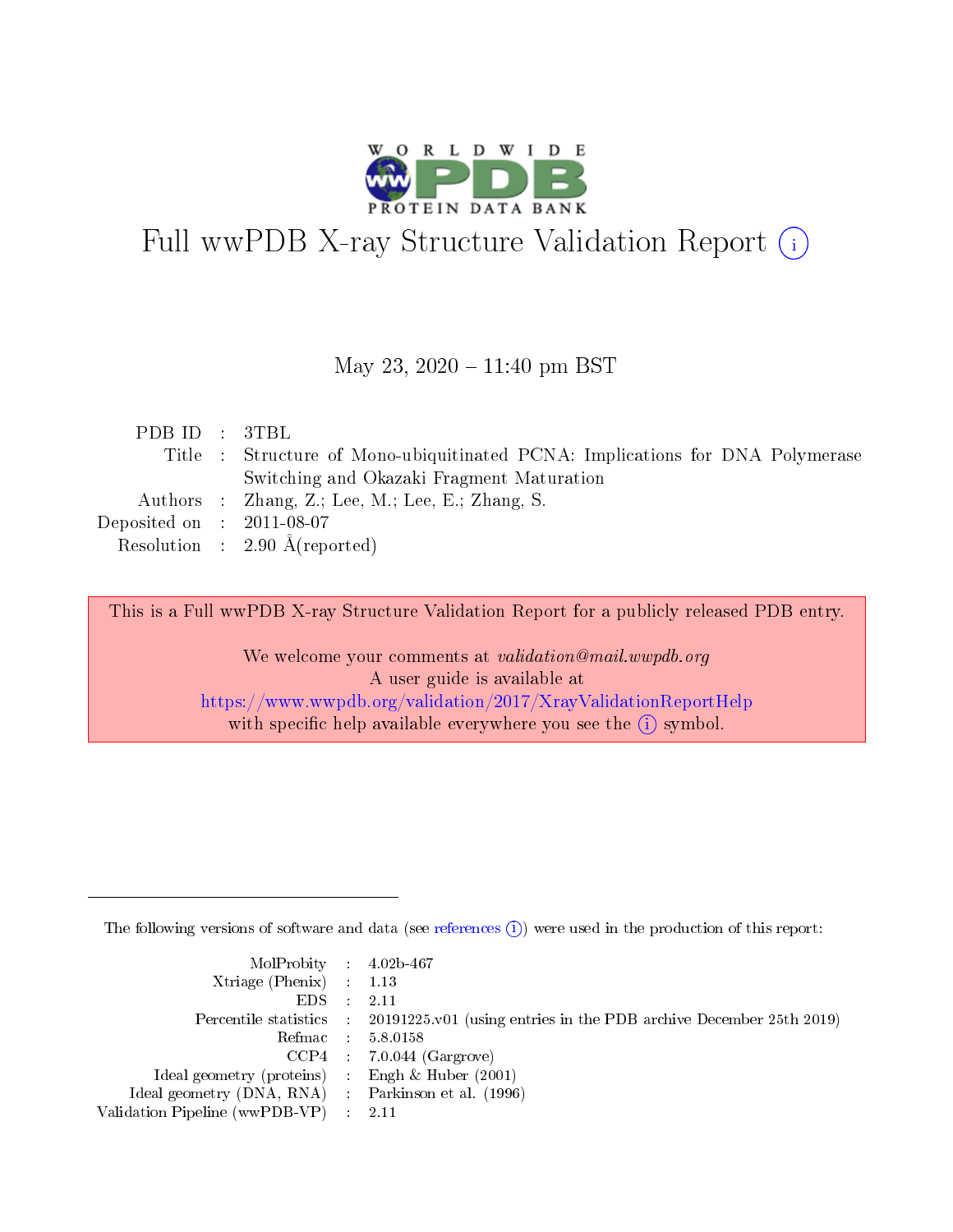# Full wwPDB X-ray Structure Validation Report (i)

May 23, 2020 – 11:40 pm BST

| | | |
|---|---|---|
| PDB ID | : | 3TBL |
| Title | : | Structure of Mono-ubiquitinated PCNA: Implications for DNA Polymerase Switching and Okazaki Fragment Maturation |
| Authors | : | Zhang, Z.; Lee, M.; Lee, E.; Zhang, S. |
| Deposited on | : | 2011-08-07 |
| Resolution | : | 2.90 Å(reported) |

This is a Full wwPDB X-ray Structure Validation Report for a publicly released PDB entry.

We welcome your comments at *validation@mail.wwpdb.org*
A user guide is available at
https://www.wwpdb.org/validation/2017/XrayValidationReportHelp
with specific help available everywhere you see the (i) symbol.

The following versions of software and data (see references (i)) were used in the production of this report:

| | | |
|---|---|---|
| MolProbity | : | 4.02b-467 |
| Xtriage (Phenix) | : | 1.13 |
| EDS | : | 2.11 |
| Percentile statistics | : | 20191225.v01 (using entries in the PDB archive December 25th 2019) |
| Refmac | : | 5.8.0158 |
| CCP4 | : | 7.0.044 (Gargrove) |
| Ideal geometry (proteins) | : | Engh & Huber (2001) |
| Ideal geometry (DNA, RNA) | : | Parkinson et al. (1996) |
| Validation Pipeline (wwPDB-VP) | : | 2.11 |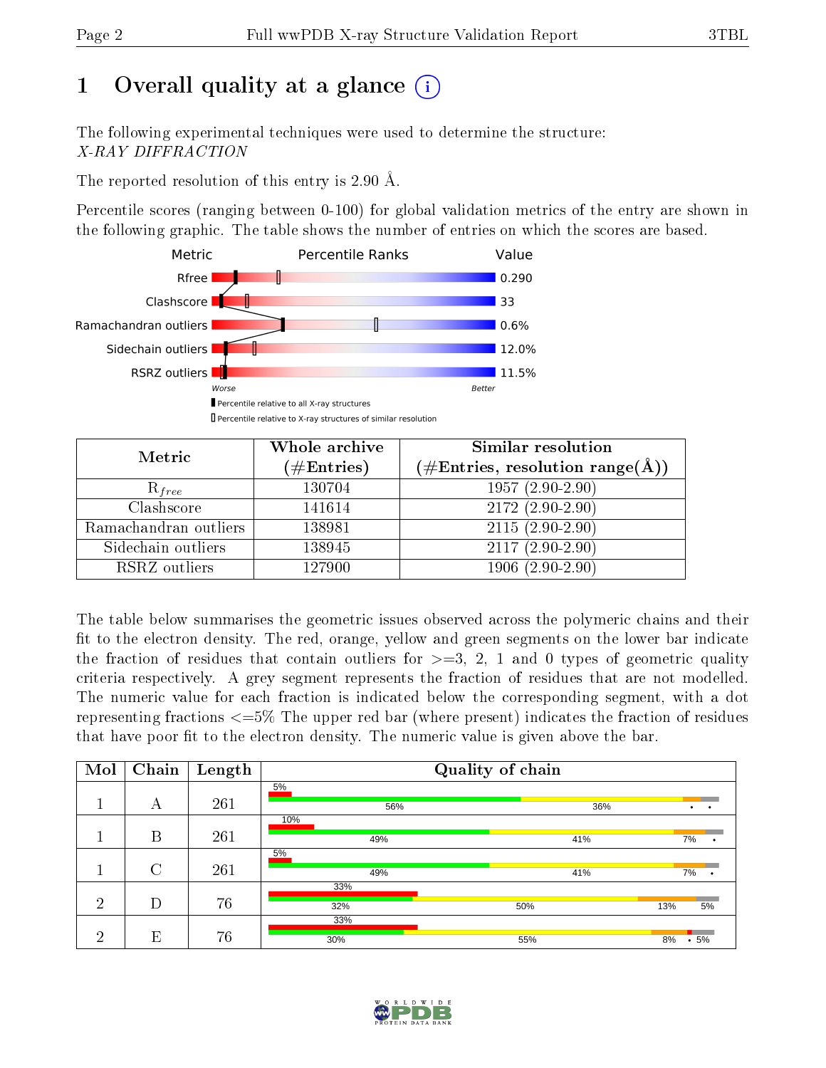# 1 Overall quality at a glance (i)

The following experimental techniques were used to determine the structure:
*X-RAY DIFFRACTION*

The reported resolution of this entry is 2.90 Å.

Percentile scores (ranging between 0-100) for global validation metrics of the entry are shown in the following graphic. The table shows the number of entries on which the scores are based.

| Metric | Value |
|---|---|
| Rfree | 0.290 |
| Clashscore | 33 |
| Ramachandran outliers | 0.6% |
| Sidechain outliers | 12.0% |
| RSRZ outliers | 11.5% |

Worse — Better

▮ Percentile relative to all X-ray structures
▯ Percentile relative to X-ray structures of similar resolution

| Metric | Whole archive (#Entries) | Similar resolution (#Entries, resolution range(Å)) |
|---|---|---|
| $R_{free}$ | 130704 | 1957 (2.90-2.90) |
| Clashscore | 141614 | 2172 (2.90-2.90) |
| Ramachandran outliers | 138981 | 2115 (2.90-2.90) |
| Sidechain outliers | 138945 | 2117 (2.90-2.90) |
| RSRZ outliers | 127900 | 1906 (2.90-2.90) |

The table below summarises the geometric issues observed across the polymeric chains and their fit to the electron density. The red, orange, yellow and green segments on the lower bar indicate the fraction of residues that contain outliers for >=3, 2, 1 and 0 types of geometric quality criteria respectively. A grey segment represents the fraction of residues that are not modelled. The numeric value for each fraction is indicated below the corresponding segment, with a dot representing fractions <=5% The upper red bar (where present) indicates the fraction of residues that have poor fit to the electron density. The numeric value is given above the bar.

| Mol | Chain | Length | Quality of chain |
|---|---|---|---|
| 1 | A | 261 | 5% / 56% / 36% / • / • |
| 1 | B | 261 | 10% / 49% / 41% / 7% / • |
| 1 | C | 261 | 5% / 49% / 41% / 7% / • |
| 2 | D | 76 | 33% / 32% / 50% / 13% / 5% |
| 2 | E | 76 | 33% / 30% / 55% / 8% / • / 5% |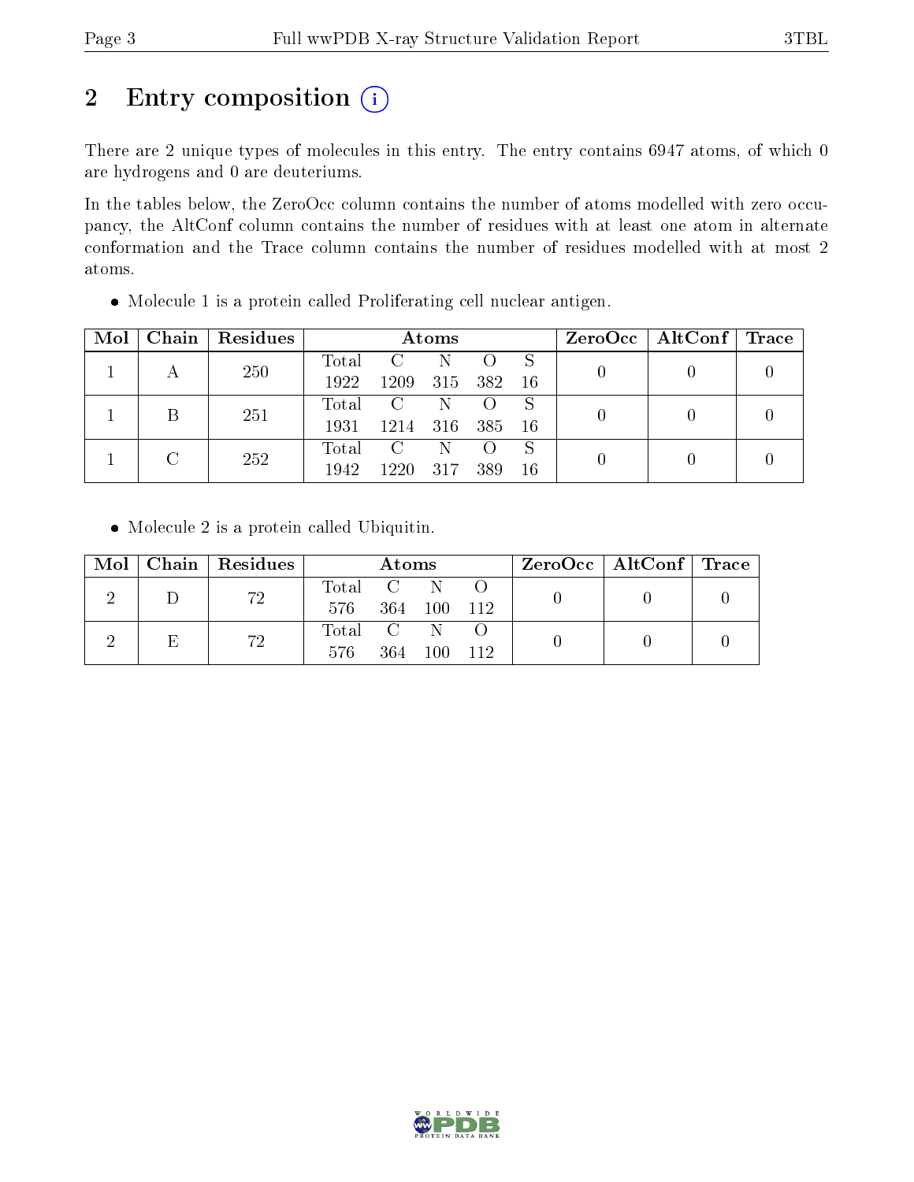# 2 Entry composition (i)

There are 2 unique types of molecules in this entry. The entry contains 6947 atoms, of which 0 are hydrogens and 0 are deuteriums.

In the tables below, the ZeroOcc column contains the number of atoms modelled with zero occupancy, the AltConf column contains the number of residues with at least one atom in alternate conformation and the Trace column contains the number of residues modelled with at most 2 atoms.

- Molecule 1 is a protein called Proliferating cell nuclear antigen.

| Mol | Chain | Residues | Atoms | | | | | ZeroOcc | AltConf | Trace |
|---|---|---|---|---|---|---|---|---|---|---|
| 1 | A | 250 | Total<br>1922 | C<br>1209 | N<br>315 | O<br>382 | S<br>16 | 0 | 0 | 0 |
| 1 | B | 251 | Total<br>1931 | C<br>1214 | N<br>316 | O<br>385 | S<br>16 | 0 | 0 | 0 |
| 1 | C | 252 | Total<br>1942 | C<br>1220 | N<br>317 | O<br>389 | S<br>16 | 0 | 0 | 0 |

- Molecule 2 is a protein called Ubiquitin.

| Mol | Chain | Residues | Atoms | | | | ZeroOcc | AltConf | Trace |
|---|---|---|---|---|---|---|---|---|---|
| 2 | D | 72 | Total<br>576 | C<br>364 | N<br>100 | O<br>112 | 0 | 0 | 0 |
| 2 | E | 72 | Total<br>576 | C<br>364 | N<br>100 | O<br>112 | 0 | 0 | 0 |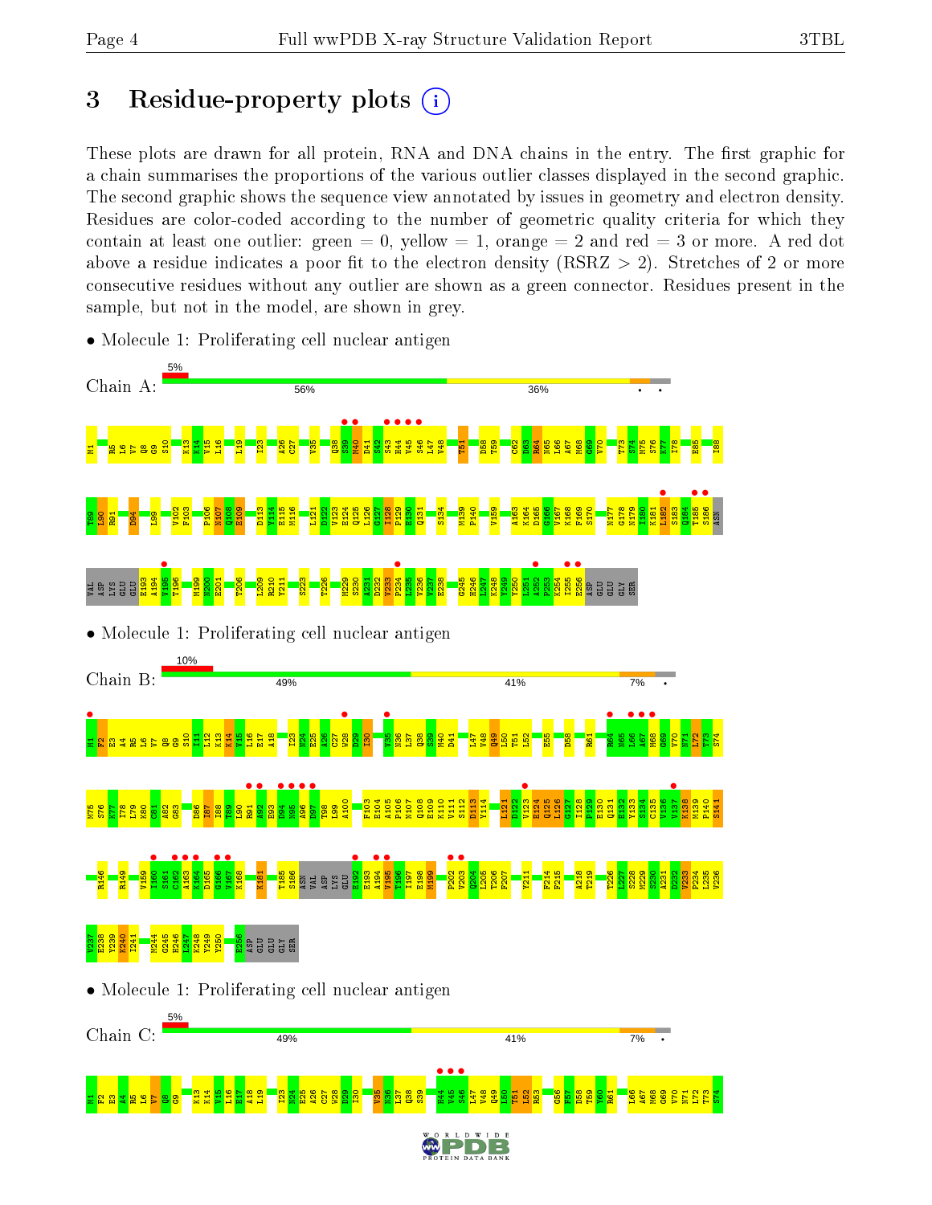# 3 Residue-property plots

These plots are drawn for all protein, RNA and DNA chains in the entry. The first graphic for a chain summarises the proportions of the various outlier classes displayed in the second graphic. The second graphic shows the sequence view annotated by issues in geometry and electron density. Residues are color-coded according to the number of geometric quality criteria for which they contain at least one outlier: green = 0, yellow = 1, orange = 2 and red = 3 or more. A red dot above a residue indicates a poor fit to the electron density (RSRZ > 2). Stretches of 2 or more consecutive residues without any outlier are shown as a green connector. Residues present in the sample, but not in the model, are shown in grey.

- Molecule 1: Proliferating cell nuclear antigen

Chain A: 5% | 56% | 36% | • | •

- Molecule 1: Proliferating cell nuclear antigen

Chain B: 10% | 49% | 41% | 7% | •

- Molecule 1: Proliferating cell nuclear antigen

Chain C: 5% | 49% | 41% | 7% | •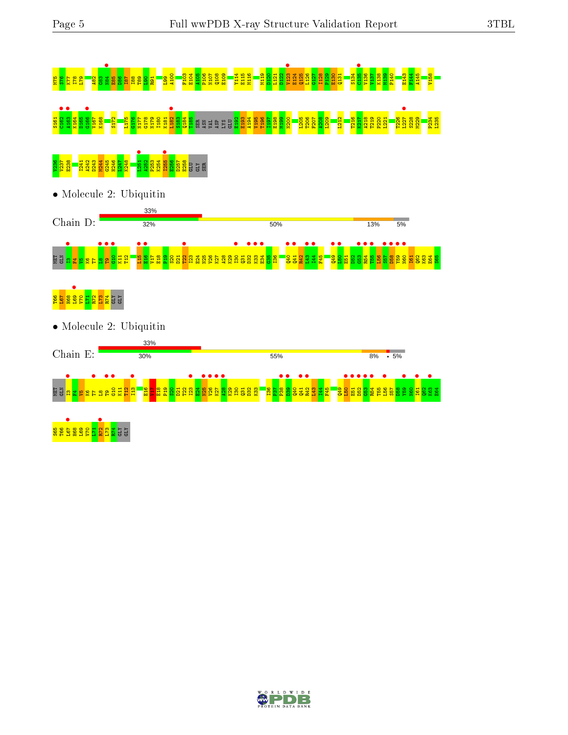M75 S76 E77 I78 L79 A82 G83 N84 E85 D86 I87 I88 T89 L90 R91 L99 A100 F103 E104 A105 P106 N107 Q108 E109 Y114 E115 M116 M119 D120 L121 D122 V123 E124 Q125 L126 G127 I128 P129 E130 Q131 S134 C135 V136 V137 K138 M139 P140 E143 F144 A145 V158

S161 C162 I163 K164 D165 G166 V167 K168 S172 L175 G176 N177 G178 N179 I180 K181 L182 S183 Q184 T185 SER ASN VAL ASP LYS GLU E192 E193 A194 V195 T196 I197 E198 M199 M200 L205 T206 F207 A208 L209 L212 T216 K217 A218 T219 P220 L221 T226 L227 S228 N229 P234 L235

V236 T237 E238 I241 A242 D243 M244 G245 H246 L247 K248 L251 A252 P253 K254 I255 E256 D257 E258 GLU GLY SER

- Molecule 2: Ubiquitin

Chain D: 33% | 32% | 50% | 13% | 5%

MET GLN I3 F4 V5 K6 T7 L8 T9 G10 K11 T12 L15 E16 V17 E18 P19 S20 D21 T22 I23 E24 N25 V26 K27 A28 K29 I30 Q31 D32 K33 E34 G35 I36 Q40 Q41 R42 L43 I44 F45 Q49 L50 E51 D52 G53 R54 T55 L56 S57 D58 Y59 N60 I61 Q62 K63 E64 S65

T66 L67 H68 L69 V70 L71 R72 L73 R74 GLY GLY

- Molecule 2: Ubiquitin

Chain E: 33% | 30% | 55% | 8% | • 5%

MET GLN I3 F4 V5 K6 T7 L8 T9 G10 K11 T12 I13 E16 V17 E18 P19 S20 D21 T22 I23 E24 N25 V26 K27 A28 K29 I30 Q31 D32 K33 I36 P37 P38 D39 Q40 Q41 R42 L43 I44 F45 Q49 L50 E51 D52 G53 R54 T55 L56 S57 D58 Y59 N60 I61 Q62 K63 E64

S65 T66 L67 H68 L69 V70 L71 R72 L73 R74 GLY GLY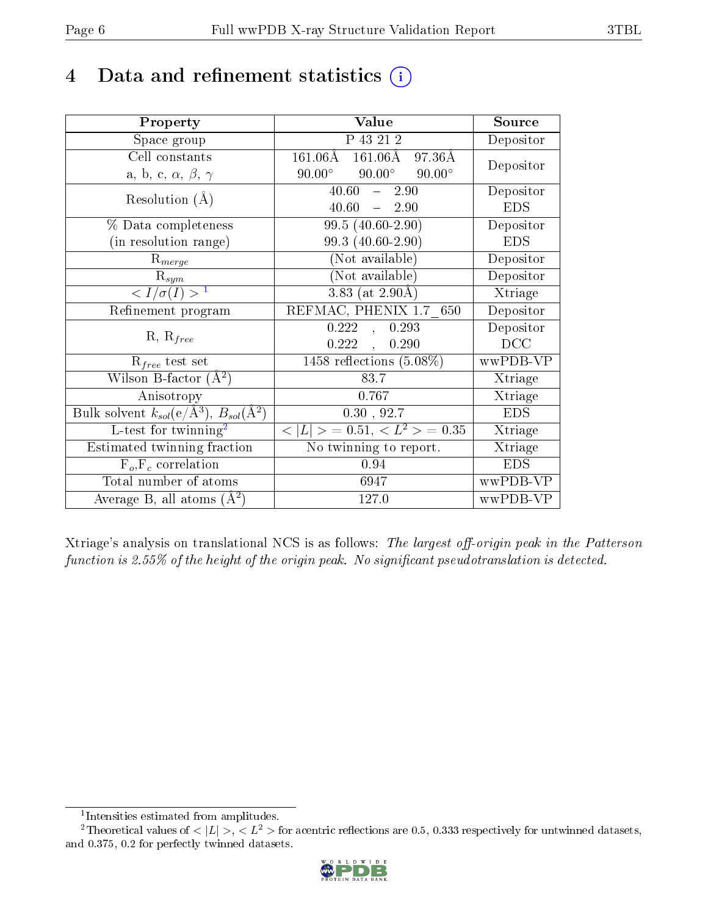# 4 Data and refinement statistics

| Property | Value | Source |
|---|---|---|
| Space group | P 43 21 2 | Depositor |
| Cell constants<br>a, b, c, $\alpha$, $\beta$, $\gamma$ | 161.06Å 161.06Å 97.36Å<br>90.00° 90.00° 90.00° | Depositor |
| Resolution (Å) | 40.60 – 2.90<br>40.60 – 2.90 | Depositor<br>EDS |
| % Data completeness<br>(in resolution range) | 99.5 (40.60-2.90)<br>99.3 (40.60-2.90) | Depositor<br>EDS |
| $R_{merge}$ | (Not available) | Depositor |
| $R_{sym}$ | (Not available) | Depositor |
| $< I/\sigma(I) >$ [1] | 3.83 (at 2.90Å) | Xtriage |
| Refinement program | REFMAC, PHENIX 1.7_650 | Depositor |
| R, $R_{free}$ | 0.222 , 0.293<br>0.222 , 0.290 | Depositor<br>DCC |
| $R_{free}$ test set | 1458 reflections (5.08%) | wwPDB-VP |
| Wilson B-factor (Å$^2$) | 83.7 | Xtriage |
| Anisotropy | 0.767 | Xtriage |
| Bulk solvent $k_{sol}$(e/Å$^3$), $B_{sol}$(Å$^2$) | 0.30 , 92.7 | EDS |
| L-test for twinning[2] | $< \|L\| >$ = 0.51, $< L^2 >$ = 0.35 | Xtriage |
| Estimated twinning fraction | No twinning to report. | Xtriage |
| $F_o$,$F_c$ correlation | 0.94 | EDS |
| Total number of atoms | 6947 | wwPDB-VP |
| Average B, all atoms (Å$^2$) | 127.0 | wwPDB-VP |

Xtriage's analysis on translational NCS is as follows: *The largest off-origin peak in the Patterson function is 2.55% of the height of the origin peak. No significant pseudotranslation is detected.*

[1] Intensities estimated from amplitudes.

[2] Theoretical values of $< |L| >$, $< L^2 >$ for acentric reflections are 0.5, 0.333 respectively for untwinned datasets, and 0.375, 0.2 for perfectly twinned datasets.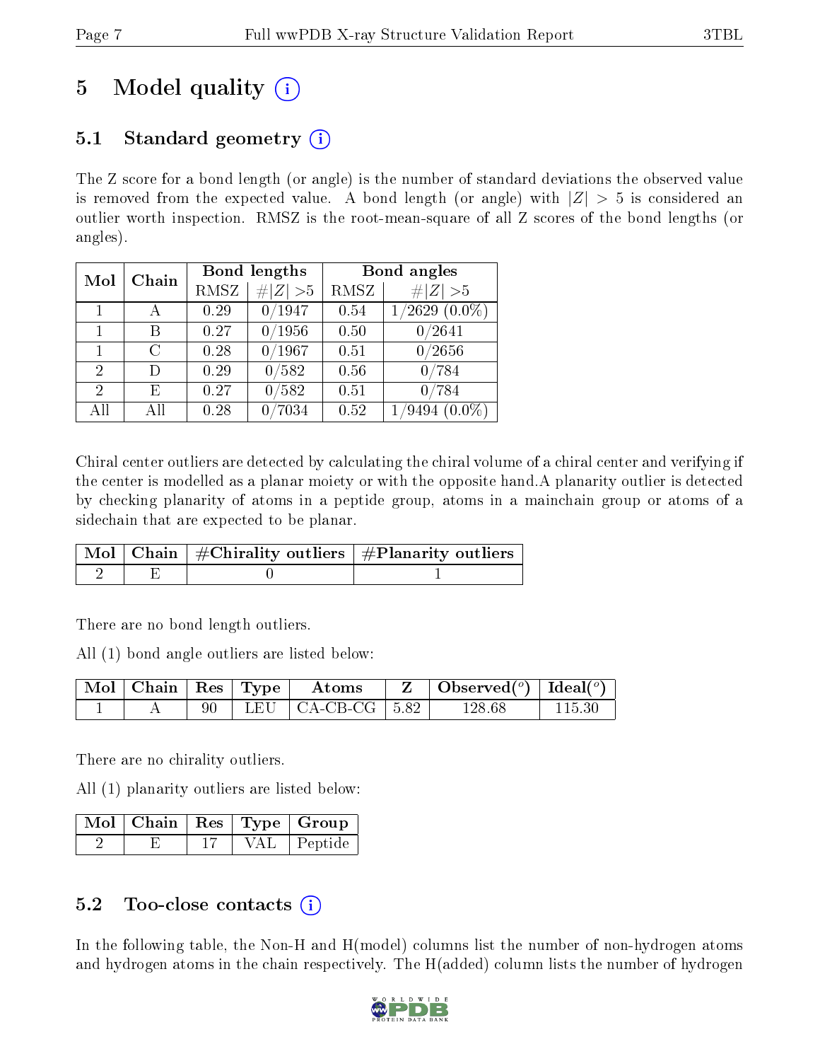# 5 Model quality

## 5.1 Standard geometry

The Z score for a bond length (or angle) is the number of standard deviations the observed value is removed from the expected value. A bond length (or angle) with $|Z| > 5$ is considered an outlier worth inspection. RMSZ is the root-mean-square of all Z scores of the bond lengths (or angles).

| Mol | Chain | Bond lengths | | Bond angles | |
|---|---|---|---|---|---|
| | | RMSZ | #\|Z\| >5 | RMSZ | #\|Z\| >5 |
| 1 | A | 0.29 | 0/1947 | 0.54 | 1/2629 (0.0%) |
| 1 | B | 0.27 | 0/1956 | 0.50 | 0/2641 |
| 1 | C | 0.28 | 0/1967 | 0.51 | 0/2656 |
| 2 | D | 0.29 | 0/582 | 0.56 | 0/784 |
| 2 | E | 0.27 | 0/582 | 0.51 | 0/784 |
| All | All | 0.28 | 0/7034 | 0.52 | 1/9494 (0.0%) |

Chiral center outliers are detected by calculating the chiral volume of a chiral center and verifying if the center is modelled as a planar moiety or with the opposite hand.A planarity outlier is detected by checking planarity of atoms in a peptide group, atoms in a mainchain group or atoms of a sidechain that are expected to be planar.

| Mol | Chain | #Chirality outliers | #Planarity outliers |
|---|---|---|---|
| 2 | E | 0 | 1 |

There are no bond length outliers.

All (1) bond angle outliers are listed below:

| Mol | Chain | Res | Type | Atoms | Z | Observed(°) | Ideal(°) |
|---|---|---|---|---|---|---|---|
| 1 | A | 90 | LEU | CA-CB-CG | 5.82 | 128.68 | 115.30 |

There are no chirality outliers.

All (1) planarity outliers are listed below:

| Mol | Chain | Res | Type | Group |
|---|---|---|---|---|
| 2 | E | 17 | VAL | Peptide |

## 5.2 Too-close contacts

In the following table, the Non-H and H(model) columns list the number of non-hydrogen atoms and hydrogen atoms in the chain respectively. The H(added) column lists the number of hydrogen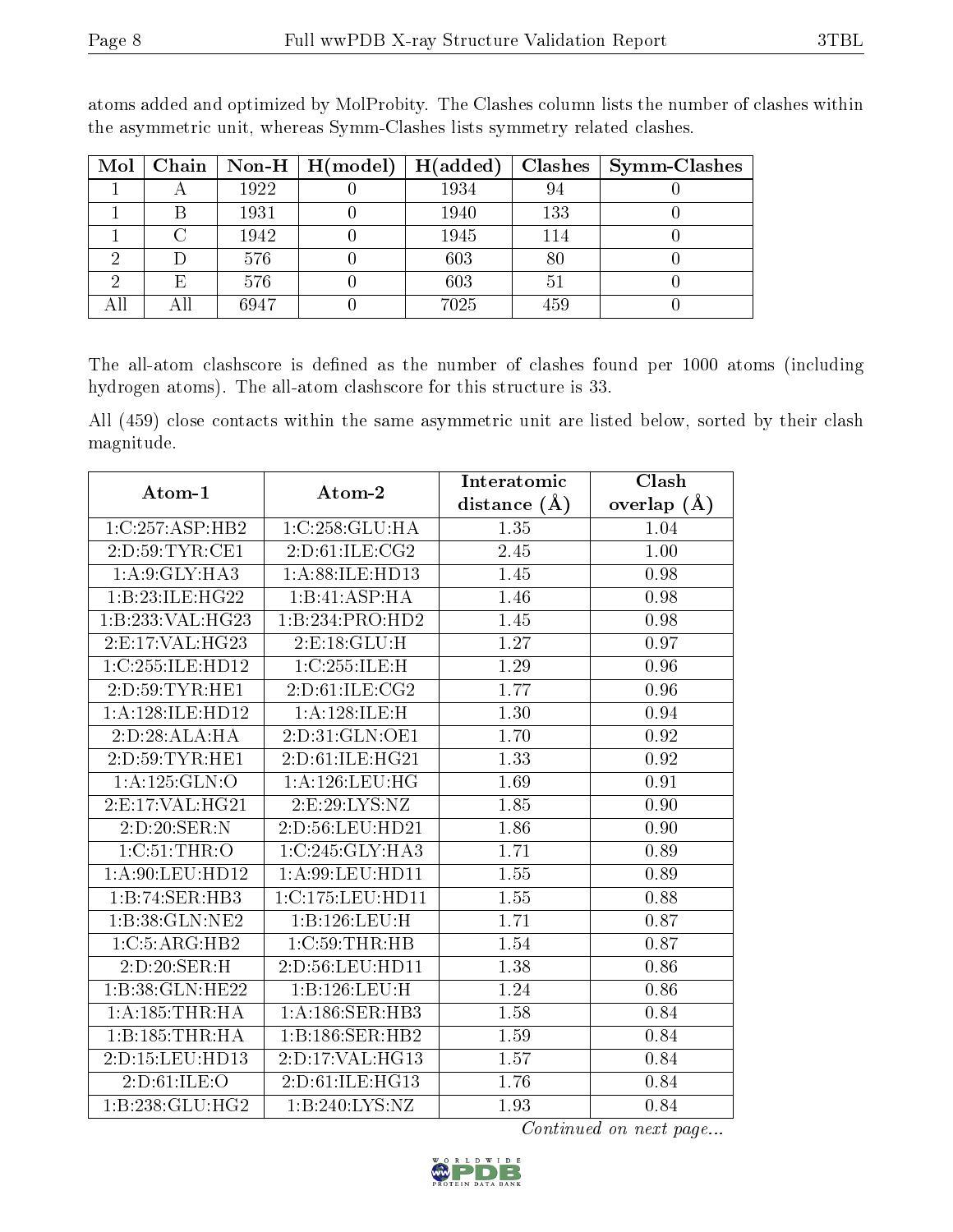atoms added and optimized by MolProbity. The Clashes column lists the number of clashes within the asymmetric unit, whereas Symm-Clashes lists symmetry related clashes.

| Mol | Chain | Non-H | H(model) | H(added) | Clashes | Symm-Clashes |
|---|---|---|---|---|---|---|
| 1 | A | 1922 | 0 | 1934 | 94 | 0 |
| 1 | B | 1931 | 0 | 1940 | 133 | 0 |
| 1 | C | 1942 | 0 | 1945 | 114 | 0 |
| 2 | D | 576 | 0 | 603 | 80 | 0 |
| 2 | E | 576 | 0 | 603 | 51 | 0 |
| All | All | 6947 | 0 | 7025 | 459 | 0 |

The all-atom clashscore is defined as the number of clashes found per 1000 atoms (including hydrogen atoms). The all-atom clashscore for this structure is 33.

All (459) close contacts within the same asymmetric unit are listed below, sorted by their clash magnitude.

| Atom-1 | Atom-2 | Interatomic distance (Å) | Clash overlap (Å) |
|---|---|---|---|
| 1:C:257:ASP:HB2 | 1:C:258:GLU:HA | 1.35 | 1.04 |
| 2:D:59:TYR:CE1 | 2:D:61:ILE:CG2 | 2.45 | 1.00 |
| 1:A:9:GLY:HA3 | 1:A:88:ILE:HD13 | 1.45 | 0.98 |
| 1:B:23:ILE:HG22 | 1:B:41:ASP:HA | 1.46 | 0.98 |
| 1:B:233:VAL:HG23 | 1:B:234:PRO:HD2 | 1.45 | 0.98 |
| 2:E:17:VAL:HG23 | 2:E:18:GLU:H | 1.27 | 0.97 |
| 1:C:255:ILE:HD12 | 1:C:255:ILE:H | 1.29 | 0.96 |
| 2:D:59:TYR:HE1 | 2:D:61:ILE:CG2 | 1.77 | 0.96 |
| 1:A:128:ILE:HD12 | 1:A:128:ILE:H | 1.30 | 0.94 |
| 2:D:28:ALA:HA | 2:D:31:GLN:OE1 | 1.70 | 0.92 |
| 2:D:59:TYR:HE1 | 2:D:61:ILE:HG21 | 1.33 | 0.92 |
| 1:A:125:GLN:O | 1:A:126:LEU:HG | 1.69 | 0.91 |
| 2:E:17:VAL:HG21 | 2:E:29:LYS:NZ | 1.85 | 0.90 |
| 2:D:20:SER:N | 2:D:56:LEU:HD21 | 1.86 | 0.90 |
| 1:C:51:THR:O | 1:C:245:GLY:HA3 | 1.71 | 0.89 |
| 1:A:90:LEU:HD12 | 1:A:99:LEU:HD11 | 1.55 | 0.89 |
| 1:B:74:SER:HB3 | 1:C:175:LEU:HD11 | 1.55 | 0.88 |
| 1:B:38:GLN:NE2 | 1:B:126:LEU:H | 1.71 | 0.87 |
| 1:C:5:ARG:HB2 | 1:C:59:THR:HB | 1.54 | 0.87 |
| 2:D:20:SER:H | 2:D:56:LEU:HD11 | 1.38 | 0.86 |
| 1:B:38:GLN:HE22 | 1:B:126:LEU:H | 1.24 | 0.86 |
| 1:A:185:THR:HA | 1:A:186:SER:HB3 | 1.58 | 0.84 |
| 1:B:185:THR:HA | 1:B:186:SER:HB2 | 1.59 | 0.84 |
| 2:D:15:LEU:HD13 | 2:D:17:VAL:HG13 | 1.57 | 0.84 |
| 2:D:61:ILE:O | 2:D:61:ILE:HG13 | 1.76 | 0.84 |
| 1:B:238:GLU:HG2 | 1:B:240:LYS:NZ | 1.93 | 0.84 |

*Continued on next page...*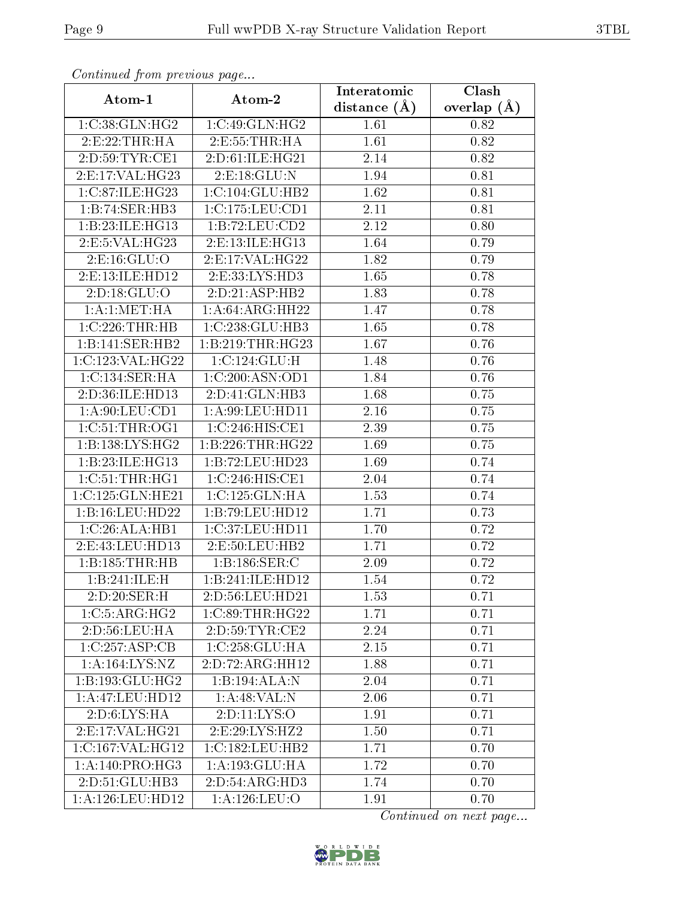*Continued from previous page...*

| Atom-1 | Atom-2 | Interatomic distance (Å) | Clash overlap (Å) |
|---|---|---|---|
| 1:C:38:GLN:HG2 | 1:C:49:GLN:HG2 | 1.61 | 0.82 |
| 2:E:22:THR:HA | 2:E:55:THR:HA | 1.61 | 0.82 |
| 2:D:59:TYR:CE1 | 2:D:61:ILE:HG21 | 2.14 | 0.82 |
| 2:E:17:VAL:HG23 | 2:E:18:GLU:N | 1.94 | 0.81 |
| 1:C:87:ILE:HG23 | 1:C:104:GLU:HB2 | 1.62 | 0.81 |
| 1:B:74:SER:HB3 | 1:C:175:LEU:CD1 | 2.11 | 0.81 |
| 1:B:23:ILE:HG13 | 1:B:72:LEU:CD2 | 2.12 | 0.80 |
| 2:E:5:VAL:HG23 | 2:E:13:ILE:HG13 | 1.64 | 0.79 |
| 2:E:16:GLU:O | 2:E:17:VAL:HG22 | 1.82 | 0.79 |
| 2:E:13:ILE:HD12 | 2:E:33:LYS:HD3 | 1.65 | 0.78 |
| 2:D:18:GLU:O | 2:D:21:ASP:HB2 | 1.83 | 0.78 |
| 1:A:1:MET:HA | 1:A:64:ARG:HH22 | 1.47 | 0.78 |
| 1:C:226:THR:HB | 1:C:238:GLU:HB3 | 1.65 | 0.78 |
| 1:B:141:SER:HB2 | 1:B:219:THR:HG23 | 1.67 | 0.76 |
| 1:C:123:VAL:HG22 | 1:C:124:GLU:H | 1.48 | 0.76 |
| 1:C:134:SER:HA | 1:C:200:ASN:OD1 | 1.84 | 0.76 |
| 2:D:36:ILE:HD13 | 2:D:41:GLN:HB3 | 1.68 | 0.75 |
| 1:A:90:LEU:CD1 | 1:A:99:LEU:HD11 | 2.16 | 0.75 |
| 1:C:51:THR:OG1 | 1:C:246:HIS:CE1 | 2.39 | 0.75 |
| 1:B:138:LYS:HG2 | 1:B:226:THR:HG22 | 1.69 | 0.75 |
| 1:B:23:ILE:HG13 | 1:B:72:LEU:HD23 | 1.69 | 0.74 |
| 1:C:51:THR:HG1 | 1:C:246:HIS:CE1 | 2.04 | 0.74 |
| 1:C:125:GLN:HE21 | 1:C:125:GLN:HA | 1.53 | 0.74 |
| 1:B:16:LEU:HD22 | 1:B:79:LEU:HD12 | 1.71 | 0.73 |
| 1:C:26:ALA:HB1 | 1:C:37:LEU:HD11 | 1.70 | 0.72 |
| 2:E:43:LEU:HD13 | 2:E:50:LEU:HB2 | 1.71 | 0.72 |
| 1:B:185:THR:HB | 1:B:186:SER:C | 2.09 | 0.72 |
| 1:B:241:ILE:H | 1:B:241:ILE:HD12 | 1.54 | 0.72 |
| 2:D:20:SER:H | 2:D:56:LEU:HD21 | 1.53 | 0.71 |
| 1:C:5:ARG:HG2 | 1:C:89:THR:HG22 | 1.71 | 0.71 |
| 2:D:56:LEU:HA | 2:D:59:TYR:CE2 | 2.24 | 0.71 |
| 1:C:257:ASP:CB | 1:C:258:GLU:HA | 2.15 | 0.71 |
| 1:A:164:LYS:NZ | 2:D:72:ARG:HH12 | 1.88 | 0.71 |
| 1:B:193:GLU:HG2 | 1:B:194:ALA:N | 2.04 | 0.71 |
| 1:A:47:LEU:HD12 | 1:A:48:VAL:N | 2.06 | 0.71 |
| 2:D:6:LYS:HA | 2:D:11:LYS:O | 1.91 | 0.71 |
| 2:E:17:VAL:HG21 | 2:E:29:LYS:HZ2 | 1.50 | 0.71 |
| 1:C:167:VAL:HG12 | 1:C:182:LEU:HB2 | 1.71 | 0.70 |
| 1:A:140:PRO:HG3 | 1:A:193:GLU:HA | 1.72 | 0.70 |
| 2:D:51:GLU:HB3 | 2:D:54:ARG:HD3 | 1.74 | 0.70 |
| 1:A:126:LEU:HD12 | 1:A:126:LEU:O | 1.91 | 0.70 |

*Continued on next page...*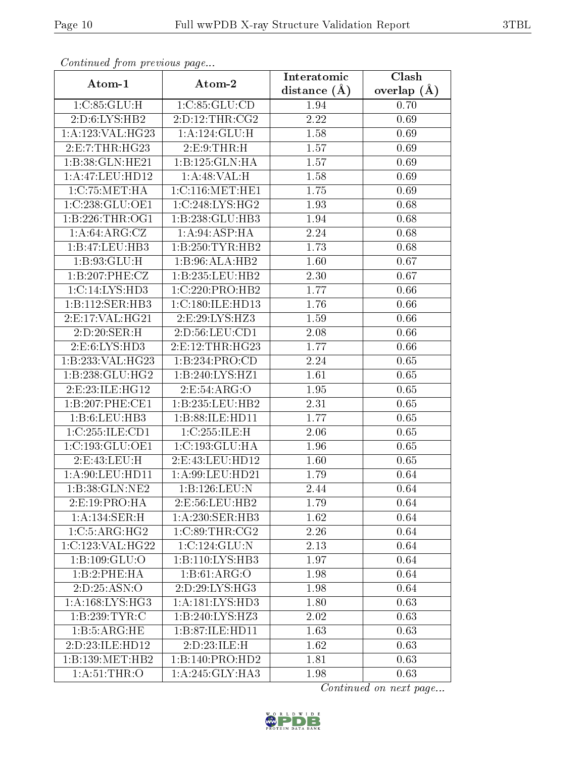*Continued from previous page...*

| Atom-1 | Atom-2 | Interatomic distance (Å) | Clash overlap (Å) |
|---|---|---|---|
| 1:C:85:GLU:H | 1:C:85:GLU:CD | 1.94 | 0.70 |
| 2:D:6:LYS:HB2 | 2:D:12:THR:CG2 | 2.22 | 0.69 |
| 1:A:123:VAL:HG23 | 1:A:124:GLU:H | 1.58 | 0.69 |
| 2:E:7:THR:HG23 | 2:E:9:THR:H | 1.57 | 0.69 |
| 1:B:38:GLN:HE21 | 1:B:125:GLN:HA | 1.57 | 0.69 |
| 1:A:47:LEU:HD12 | 1:A:48:VAL:H | 1.58 | 0.69 |
| 1:C:75:MET:HA | 1:C:116:MET:HE1 | 1.75 | 0.69 |
| 1:C:238:GLU:OE1 | 1:C:248:LYS:HG2 | 1.93 | 0.68 |
| 1:B:226:THR:OG1 | 1:B:238:GLU:HB3 | 1.94 | 0.68 |
| 1:A:64:ARG:CZ | 1:A:94:ASP:HA | 2.24 | 0.68 |
| 1:B:47:LEU:HB3 | 1:B:250:TYR:HB2 | 1.73 | 0.68 |
| 1:B:93:GLU:H | 1:B:96:ALA:HB2 | 1.60 | 0.67 |
| 1:B:207:PHE:CZ | 1:B:235:LEU:HB2 | 2.30 | 0.67 |
| 1:C:14:LYS:HD3 | 1:C:220:PRO:HB2 | 1.77 | 0.66 |
| 1:B:112:SER:HB3 | 1:C:180:ILE:HD13 | 1.76 | 0.66 |
| 2:E:17:VAL:HG21 | 2:E:29:LYS:HZ3 | 1.59 | 0.66 |
| 2:D:20:SER:H | 2:D:56:LEU:CD1 | 2.08 | 0.66 |
| 2:E:6:LYS:HD3 | 2:E:12:THR:HG23 | 1.77 | 0.66 |
| 1:B:233:VAL:HG23 | 1:B:234:PRO:CD | 2.24 | 0.65 |
| 1:B:238:GLU:HG2 | 1:B:240:LYS:HZ1 | 1.61 | 0.65 |
| 2:E:23:ILE:HG12 | 2:E:54:ARG:O | 1.95 | 0.65 |
| 1:B:207:PHE:CE1 | 1:B:235:LEU:HB2 | 2.31 | 0.65 |
| 1:B:6:LEU:HB3 | 1:B:88:ILE:HD11 | 1.77 | 0.65 |
| 1:C:255:ILE:CD1 | 1:C:255:ILE:H | 2.06 | 0.65 |
| 1:C:193:GLU:OE1 | 1:C:193:GLU:HA | 1.96 | 0.65 |
| 2:E:43:LEU:H | 2:E:43:LEU:HD12 | 1.60 | 0.65 |
| 1:A:90:LEU:HD11 | 1:A:99:LEU:HD21 | 1.79 | 0.64 |
| 1:B:38:GLN:NE2 | 1:B:126:LEU:N | 2.44 | 0.64 |
| 2:E:19:PRO:HA | 2:E:56:LEU:HB2 | 1.79 | 0.64 |
| 1:A:134:SER:H | 1:A:230:SER:HB3 | 1.62 | 0.64 |
| 1:C:5:ARG:HG2 | 1:C:89:THR:CG2 | 2.26 | 0.64 |
| 1:C:123:VAL:HG22 | 1:C:124:GLU:N | 2.13 | 0.64 |
| 1:B:109:GLU:O | 1:B:110:LYS:HB3 | 1.97 | 0.64 |
| 1:B:2:PHE:HA | 1:B:61:ARG:O | 1.98 | 0.64 |
| 2:D:25:ASN:O | 2:D:29:LYS:HG3 | 1.98 | 0.64 |
| 1:A:168:LYS:HG3 | 1:A:181:LYS:HD3 | 1.80 | 0.63 |
| 1:B:239:TYR:C | 1:B:240:LYS:HZ3 | 2.02 | 0.63 |
| 1:B:5:ARG:HE | 1:B:87:ILE:HD11 | 1.63 | 0.63 |
| 2:D:23:ILE:HD12 | 2:D:23:ILE:H | 1.62 | 0.63 |
| 1:B:139:MET:HB2 | 1:B:140:PRO:HD2 | 1.81 | 0.63 |
| 1:A:51:THR:O | 1:A:245:GLY:HA3 | 1.98 | 0.63 |

*Continued on next page...*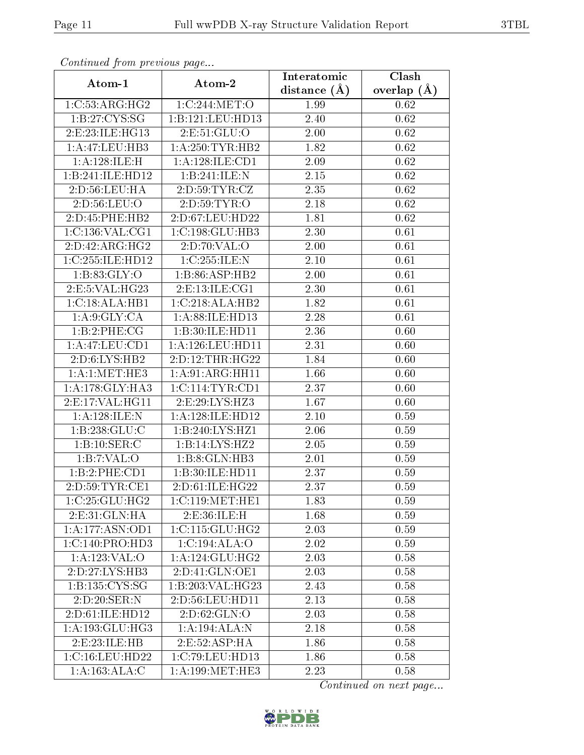*Continued from previous page...*

| Atom-1 | Atom-2 | Interatomic distance (Å) | Clash overlap (Å) |
| --- | --- | --- | --- |
| 1:C:53:ARG:HG2 | 1:C:244:MET:O | 1.99 | 0.62 |
| 1:B:27:CYS:SG | 1:B:121:LEU:HD13 | 2.40 | 0.62 |
| 2:E:23:ILE:HG13 | 2:E:51:GLU:O | 2.00 | 0.62 |
| 1:A:47:LEU:HB3 | 1:A:250:TYR:HB2 | 1.82 | 0.62 |
| 1:A:128:ILE:H | 1:A:128:ILE:CD1 | 2.09 | 0.62 |
| 1:B:241:ILE:HD12 | 1:B:241:ILE:N | 2.15 | 0.62 |
| 2:D:56:LEU:HA | 2:D:59:TYR:CZ | 2.35 | 0.62 |
| 2:D:56:LEU:O | 2:D:59:TYR:O | 2.18 | 0.62 |
| 2:D:45:PHE:HB2 | 2:D:67:LEU:HD22 | 1.81 | 0.62 |
| 1:C:136:VAL:CG1 | 1:C:198:GLU:HB3 | 2.30 | 0.61 |
| 2:D:42:ARG:HG2 | 2:D:70:VAL:O | 2.00 | 0.61 |
| 1:C:255:ILE:HD12 | 1:C:255:ILE:N | 2.10 | 0.61 |
| 1:B:83:GLY:O | 1:B:86:ASP:HB2 | 2.00 | 0.61 |
| 2:E:5:VAL:HG23 | 2:E:13:ILE:CG1 | 2.30 | 0.61 |
| 1:C:18:ALA:HB1 | 1:C:218:ALA:HB2 | 1.82 | 0.61 |
| 1:A:9:GLY:CA | 1:A:88:ILE:HD13 | 2.28 | 0.61 |
| 1:B:2:PHE:CG | 1:B:30:ILE:HD11 | 2.36 | 0.60 |
| 1:A:47:LEU:CD1 | 1:A:126:LEU:HD11 | 2.31 | 0.60 |
| 2:D:6:LYS:HB2 | 2:D:12:THR:HG22 | 1.84 | 0.60 |
| 1:A:1:MET:HE3 | 1:A:91:ARG:HH11 | 1.66 | 0.60 |
| 1:A:178:GLY:HA3 | 1:C:114:TYR:CD1 | 2.37 | 0.60 |
| 2:E:17:VAL:HG11 | 2:E:29:LYS:HZ3 | 1.67 | 0.60 |
| 1:A:128:ILE:N | 1:A:128:ILE:HD12 | 2.10 | 0.59 |
| 1:B:238:GLU:C | 1:B:240:LYS:HZ1 | 2.06 | 0.59 |
| 1:B:10:SER:C | 1:B:14:LYS:HZ2 | 2.05 | 0.59 |
| 1:B:7:VAL:O | 1:B:8:GLN:HB3 | 2.01 | 0.59 |
| 1:B:2:PHE:CD1 | 1:B:30:ILE:HD11 | 2.37 | 0.59 |
| 2:D:59:TYR:CE1 | 2:D:61:ILE:HG22 | 2.37 | 0.59 |
| 1:C:25:GLU:HG2 | 1:C:119:MET:HE1 | 1.83 | 0.59 |
| 2:E:31:GLN:HA | 2:E:36:ILE:H | 1.68 | 0.59 |
| 1:A:177:ASN:OD1 | 1:C:115:GLU:HG2 | 2.03 | 0.59 |
| 1:C:140:PRO:HD3 | 1:C:194:ALA:O | 2.02 | 0.59 |
| 1:A:123:VAL:O | 1:A:124:GLU:HG2 | 2.03 | 0.58 |
| 2:D:27:LYS:HB3 | 2:D:41:GLN:OE1 | 2.03 | 0.58 |
| 1:B:135:CYS:SG | 1:B:203:VAL:HG23 | 2.43 | 0.58 |
| 2:D:20:SER:N | 2:D:56:LEU:HD11 | 2.13 | 0.58 |
| 2:D:61:ILE:HD12 | 2:D:62:GLN:O | 2.03 | 0.58 |
| 1:A:193:GLU:HG3 | 1:A:194:ALA:N | 2.18 | 0.58 |
| 2:E:23:ILE:HB | 2:E:52:ASP:HA | 1.86 | 0.58 |
| 1:C:16:LEU:HD22 | 1:C:79:LEU:HD13 | 1.86 | 0.58 |
| 1:A:163:ALA:C | 1:A:199:MET:HE3 | 2.23 | 0.58 |

*Continued on next page...*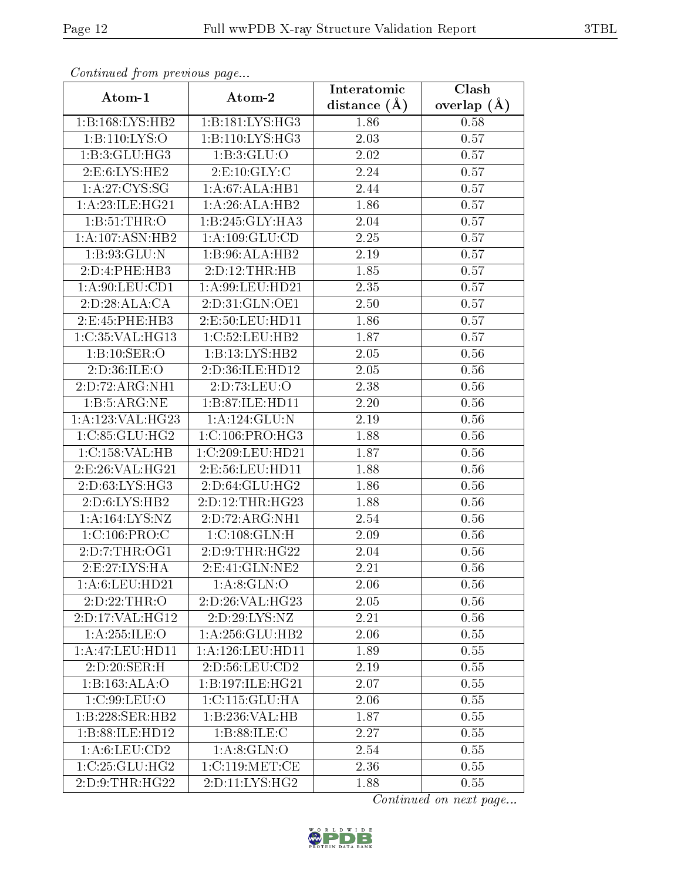*Continued from previous page...*

| Atom-1 | Atom-2 | Interatomic distance (Å) | Clash overlap (Å) |
|---|---|---|---|
| 1:B:168:LYS:HB2 | 1:B:181:LYS:HG3 | 1.86 | 0.58 |
| 1:B:110:LYS:O | 1:B:110:LYS:HG3 | 2.03 | 0.57 |
| 1:B:3:GLU:HG3 | 1:B:3:GLU:O | 2.02 | 0.57 |
| 2:E:6:LYS:HE2 | 2:E:10:GLY:C | 2.24 | 0.57 |
| 1:A:27:CYS:SG | 1:A:67:ALA:HB1 | 2.44 | 0.57 |
| 1:A:23:ILE:HG21 | 1:A:26:ALA:HB2 | 1.86 | 0.57 |
| 1:B:51:THR:O | 1:B:245:GLY:HA3 | 2.04 | 0.57 |
| 1:A:107:ASN:HB2 | 1:A:109:GLU:CD | 2.25 | 0.57 |
| 1:B:93:GLU:N | 1:B:96:ALA:HB2 | 2.19 | 0.57 |
| 2:D:4:PHE:HB3 | 2:D:12:THR:HB | 1.85 | 0.57 |
| 1:A:90:LEU:CD1 | 1:A:99:LEU:HD21 | 2.35 | 0.57 |
| 2:D:28:ALA:CA | 2:D:31:GLN:OE1 | 2.50 | 0.57 |
| 2:E:45:PHE:HB3 | 2:E:50:LEU:HD11 | 1.86 | 0.57 |
| 1:C:35:VAL:HG13 | 1:C:52:LEU:HB2 | 1.87 | 0.57 |
| 1:B:10:SER:O | 1:B:13:LYS:HB2 | 2.05 | 0.56 |
| 2:D:36:ILE:O | 2:D:36:ILE:HD12 | 2.05 | 0.56 |
| 2:D:72:ARG:NH1 | 2:D:73:LEU:O | 2.38 | 0.56 |
| 1:B:5:ARG:NE | 1:B:87:ILE:HD11 | 2.20 | 0.56 |
| 1:A:123:VAL:HG23 | 1:A:124:GLU:N | 2.19 | 0.56 |
| 1:C:85:GLU:HG2 | 1:C:106:PRO:HG3 | 1.88 | 0.56 |
| 1:C:158:VAL:HB | 1:C:209:LEU:HD21 | 1.87 | 0.56 |
| 2:E:26:VAL:HG21 | 2:E:56:LEU:HD11 | 1.88 | 0.56 |
| 2:D:63:LYS:HG3 | 2:D:64:GLU:HG2 | 1.86 | 0.56 |
| 2:D:6:LYS:HB2 | 2:D:12:THR:HG23 | 1.88 | 0.56 |
| 1:A:164:LYS:NZ | 2:D:72:ARG:NH1 | 2.54 | 0.56 |
| 1:C:106:PRO:C | 1:C:108:GLN:H | 2.09 | 0.56 |
| 2:D:7:THR:OG1 | 2:D:9:THR:HG22 | 2.04 | 0.56 |
| 2:E:27:LYS:HA | 2:E:41:GLN:NE2 | 2.21 | 0.56 |
| 1:A:6:LEU:HD21 | 1:A:8:GLN:O | 2.06 | 0.56 |
| 2:D:22:THR:O | 2:D:26:VAL:HG23 | 2.05 | 0.56 |
| 2:D:17:VAL:HG12 | 2:D:29:LYS:NZ | 2.21 | 0.56 |
| 1:A:255:ILE:O | 1:A:256:GLU:HB2 | 2.06 | 0.55 |
| 1:A:47:LEU:HD11 | 1:A:126:LEU:HD11 | 1.89 | 0.55 |
| 2:D:20:SER:H | 2:D:56:LEU:CD2 | 2.19 | 0.55 |
| 1:B:163:ALA:O | 1:B:197:ILE:HG21 | 2.07 | 0.55 |
| 1:C:99:LEU:O | 1:C:115:GLU:HA | 2.06 | 0.55 |
| 1:B:228:SER:HB2 | 1:B:236:VAL:HB | 1.87 | 0.55 |
| 1:B:88:ILE:HD12 | 1:B:88:ILE:C | 2.27 | 0.55 |
| 1:A:6:LEU:CD2 | 1:A:8:GLN:O | 2.54 | 0.55 |
| 1:C:25:GLU:HG2 | 1:C:119:MET:CE | 2.36 | 0.55 |
| 2:D:9:THR:HG22 | 2:D:11:LYS:HG2 | 1.88 | 0.55 |

*Continued on next page...*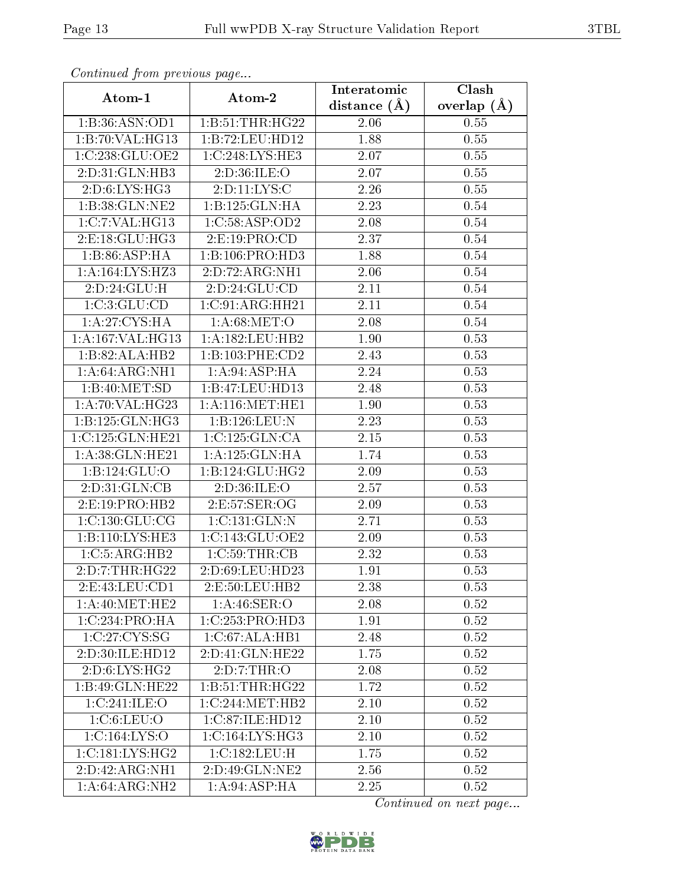*Continued from previous page...*

| Atom-1 | Atom-2 | Interatomic distance (Å) | Clash overlap (Å) |
|---|---|---|---|
| 1:B:36:ASN:OD1 | 1:B:51:THR:HG22 | 2.06 | 0.55 |
| 1:B:70:VAL:HG13 | 1:B:72:LEU:HD12 | 1.88 | 0.55 |
| 1:C:238:GLU:OE2 | 1:C:248:LYS:HE3 | 2.07 | 0.55 |
| 2:D:31:GLN:HB3 | 2:D:36:ILE:O | 2.07 | 0.55 |
| 2:D:6:LYS:HG3 | 2:D:11:LYS:C | 2.26 | 0.55 |
| 1:B:38:GLN:NE2 | 1:B:125:GLN:HA | 2.23 | 0.54 |
| 1:C:7:VAL:HG13 | 1:C:58:ASP:OD2 | 2.08 | 0.54 |
| 2:E:18:GLU:HG3 | 2:E:19:PRO:CD | 2.37 | 0.54 |
| 1:B:86:ASP:HA | 1:B:106:PRO:HD3 | 1.88 | 0.54 |
| 1:A:164:LYS:HZ3 | 2:D:72:ARG:NH1 | 2.06 | 0.54 |
| 2:D:24:GLU:H | 2:D:24:GLU:CD | 2.11 | 0.54 |
| 1:C:3:GLU:CD | 1:C:91:ARG:HH21 | 2.11 | 0.54 |
| 1:A:27:CYS:HA | 1:A:68:MET:O | 2.08 | 0.54 |
| 1:A:167:VAL:HG13 | 1:A:182:LEU:HB2 | 1.90 | 0.53 |
| 1:B:82:ALA:HB2 | 1:B:103:PHE:CD2 | 2.43 | 0.53 |
| 1:A:64:ARG:NH1 | 1:A:94:ASP:HA | 2.24 | 0.53 |
| 1:B:40:MET:SD | 1:B:47:LEU:HD13 | 2.48 | 0.53 |
| 1:A:70:VAL:HG23 | 1:A:116:MET:HE1 | 1.90 | 0.53 |
| 1:B:125:GLN:HG3 | 1:B:126:LEU:N | 2.23 | 0.53 |
| 1:C:125:GLN:HE21 | 1:C:125:GLN:CA | 2.15 | 0.53 |
| 1:A:38:GLN:HE21 | 1:A:125:GLN:HA | 1.74 | 0.53 |
| 1:B:124:GLU:O | 1:B:124:GLU:HG2 | 2.09 | 0.53 |
| 2:D:31:GLN:CB | 2:D:36:ILE:O | 2.57 | 0.53 |
| 2:E:19:PRO:HB2 | 2:E:57:SER:OG | 2.09 | 0.53 |
| 1:C:130:GLU:CG | 1:C:131:GLN:N | 2.71 | 0.53 |
| 1:B:110:LYS:HE3 | 1:C:143:GLU:OE2 | 2.09 | 0.53 |
| 1:C:5:ARG:HB2 | 1:C:59:THR:CB | 2.32 | 0.53 |
| 2:D:7:THR:HG22 | 2:D:69:LEU:HD23 | 1.91 | 0.53 |
| 2:E:43:LEU:CD1 | 2:E:50:LEU:HB2 | 2.38 | 0.53 |
| 1:A:40:MET:HE2 | 1:A:46:SER:O | 2.08 | 0.52 |
| 1:C:234:PRO:HA | 1:C:253:PRO:HD3 | 1.91 | 0.52 |
| 1:C:27:CYS:SG | 1:C:67:ALA:HB1 | 2.48 | 0.52 |
| 2:D:30:ILE:HD12 | 2:D:41:GLN:HE22 | 1.75 | 0.52 |
| 2:D:6:LYS:HG2 | 2:D:7:THR:O | 2.08 | 0.52 |
| 1:B:49:GLN:HE22 | 1:B:51:THR:HG22 | 1.72 | 0.52 |
| 1:C:241:ILE:O | 1:C:244:MET:HB2 | 2.10 | 0.52 |
| 1:C:6:LEU:O | 1:C:87:ILE:HD12 | 2.10 | 0.52 |
| 1:C:164:LYS:O | 1:C:164:LYS:HG3 | 2.10 | 0.52 |
| 1:C:181:LYS:HG2 | 1:C:182:LEU:H | 1.75 | 0.52 |
| 2:D:42:ARG:NH1 | 2:D:49:GLN:NE2 | 2.56 | 0.52 |
| 1:A:64:ARG:NH2 | 1:A:94:ASP:HA | 2.25 | 0.52 |

*Continued on next page...*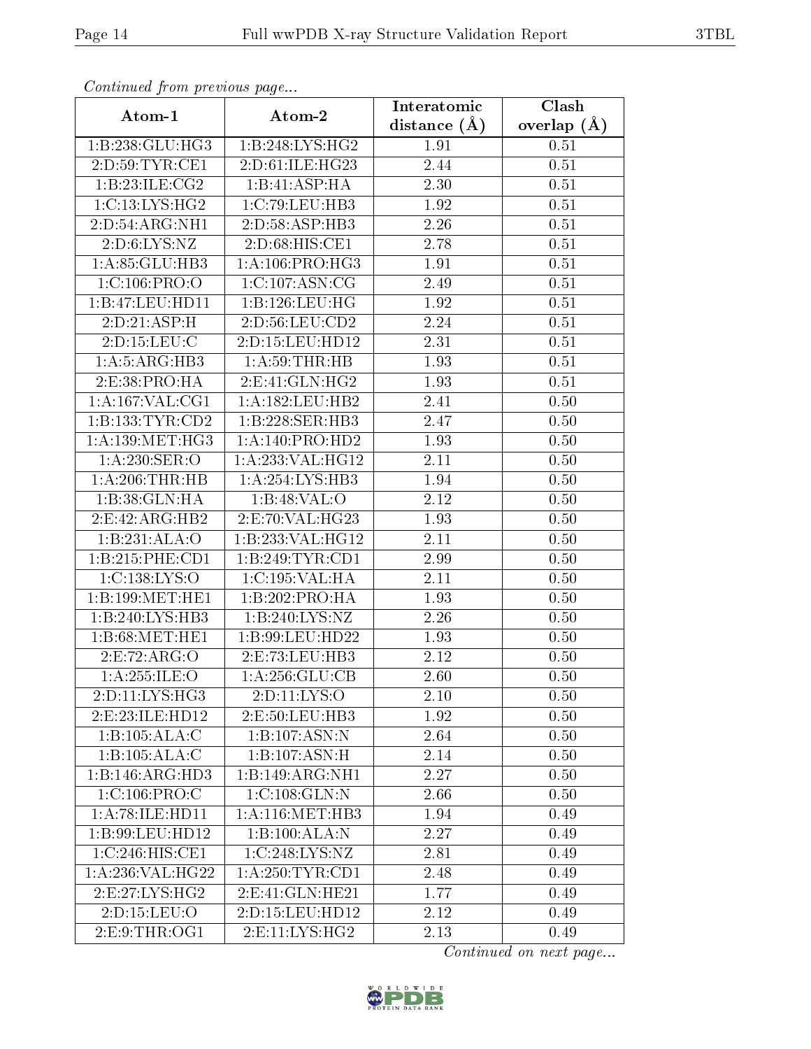*Continued from previous page...*

| Atom-1 | Atom-2 | Interatomic distance (Å) | Clash overlap (Å) |
|---|---|---|---|
| 1:B:238:GLU:HG3 | 1:B:248:LYS:HG2 | 1.91 | 0.51 |
| 2:D:59:TYR:CE1 | 2:D:61:ILE:HG23 | 2.44 | 0.51 |
| 1:B:23:ILE:CG2 | 1:B:41:ASP:HA | 2.30 | 0.51 |
| 1:C:13:LYS:HG2 | 1:C:79:LEU:HB3 | 1.92 | 0.51 |
| 2:D:54:ARG:NH1 | 2:D:58:ASP:HB3 | 2.26 | 0.51 |
| 2:D:6:LYS:NZ | 2:D:68:HIS:CE1 | 2.78 | 0.51 |
| 1:A:85:GLU:HB3 | 1:A:106:PRO:HG3 | 1.91 | 0.51 |
| 1:C:106:PRO:O | 1:C:107:ASN:CG | 2.49 | 0.51 |
| 1:B:47:LEU:HD11 | 1:B:126:LEU:HG | 1.92 | 0.51 |
| 2:D:21:ASP:H | 2:D:56:LEU:CD2 | 2.24 | 0.51 |
| 2:D:15:LEU:C | 2:D:15:LEU:HD12 | 2.31 | 0.51 |
| 1:A:5:ARG:HB3 | 1:A:59:THR:HB | 1.93 | 0.51 |
| 2:E:38:PRO:HA | 2:E:41:GLN:HG2 | 1.93 | 0.51 |
| 1:A:167:VAL:CG1 | 1:A:182:LEU:HB2 | 2.41 | 0.50 |
| 1:B:133:TYR:CD2 | 1:B:228:SER:HB3 | 2.47 | 0.50 |
| 1:A:139:MET:HG3 | 1:A:140:PRO:HD2 | 1.93 | 0.50 |
| 1:A:230:SER:O | 1:A:233:VAL:HG12 | 2.11 | 0.50 |
| 1:A:206:THR:HB | 1:A:254:LYS:HB3 | 1.94 | 0.50 |
| 1:B:38:GLN:HA | 1:B:48:VAL:O | 2.12 | 0.50 |
| 2:E:42:ARG:HB2 | 2:E:70:VAL:HG23 | 1.93 | 0.50 |
| 1:B:231:ALA:O | 1:B:233:VAL:HG12 | 2.11 | 0.50 |
| 1:B:215:PHE:CD1 | 1:B:249:TYR:CD1 | 2.99 | 0.50 |
| 1:C:138:LYS:O | 1:C:195:VAL:HA | 2.11 | 0.50 |
| 1:B:199:MET:HE1 | 1:B:202:PRO:HA | 1.93 | 0.50 |
| 1:B:240:LYS:HB3 | 1:B:240:LYS:NZ | 2.26 | 0.50 |
| 1:B:68:MET:HE1 | 1:B:99:LEU:HD22 | 1.93 | 0.50 |
| 2:E:72:ARG:O | 2:E:73:LEU:HB3 | 2.12 | 0.50 |
| 1:A:255:ILE:O | 1:A:256:GLU:CB | 2.60 | 0.50 |
| 2:D:11:LYS:HG3 | 2:D:11:LYS:O | 2.10 | 0.50 |
| 2:E:23:ILE:HD12 | 2:E:50:LEU:HB3 | 1.92 | 0.50 |
| 1:B:105:ALA:C | 1:B:107:ASN:N | 2.64 | 0.50 |
| 1:B:105:ALA:C | 1:B:107:ASN:H | 2.14 | 0.50 |
| 1:B:146:ARG:HD3 | 1:B:149:ARG:NH1 | 2.27 | 0.50 |
| 1:C:106:PRO:C | 1:C:108:GLN:N | 2.66 | 0.50 |
| 1:A:78:ILE:HD11 | 1:A:116:MET:HB3 | 1.94 | 0.49 |
| 1:B:99:LEU:HD12 | 1:B:100:ALA:N | 2.27 | 0.49 |
| 1:C:246:HIS:CE1 | 1:C:248:LYS:NZ | 2.81 | 0.49 |
| 1:A:236:VAL:HG22 | 1:A:250:TYR:CD1 | 2.48 | 0.49 |
| 2:E:27:LYS:HG2 | 2:E:41:GLN:HE21 | 1.77 | 0.49 |
| 2:D:15:LEU:O | 2:D:15:LEU:HD12 | 2.12 | 0.49 |
| 2:E:9:THR:OG1 | 2:E:11:LYS:HG2 | 2.13 | 0.49 |

*Continued on next page...*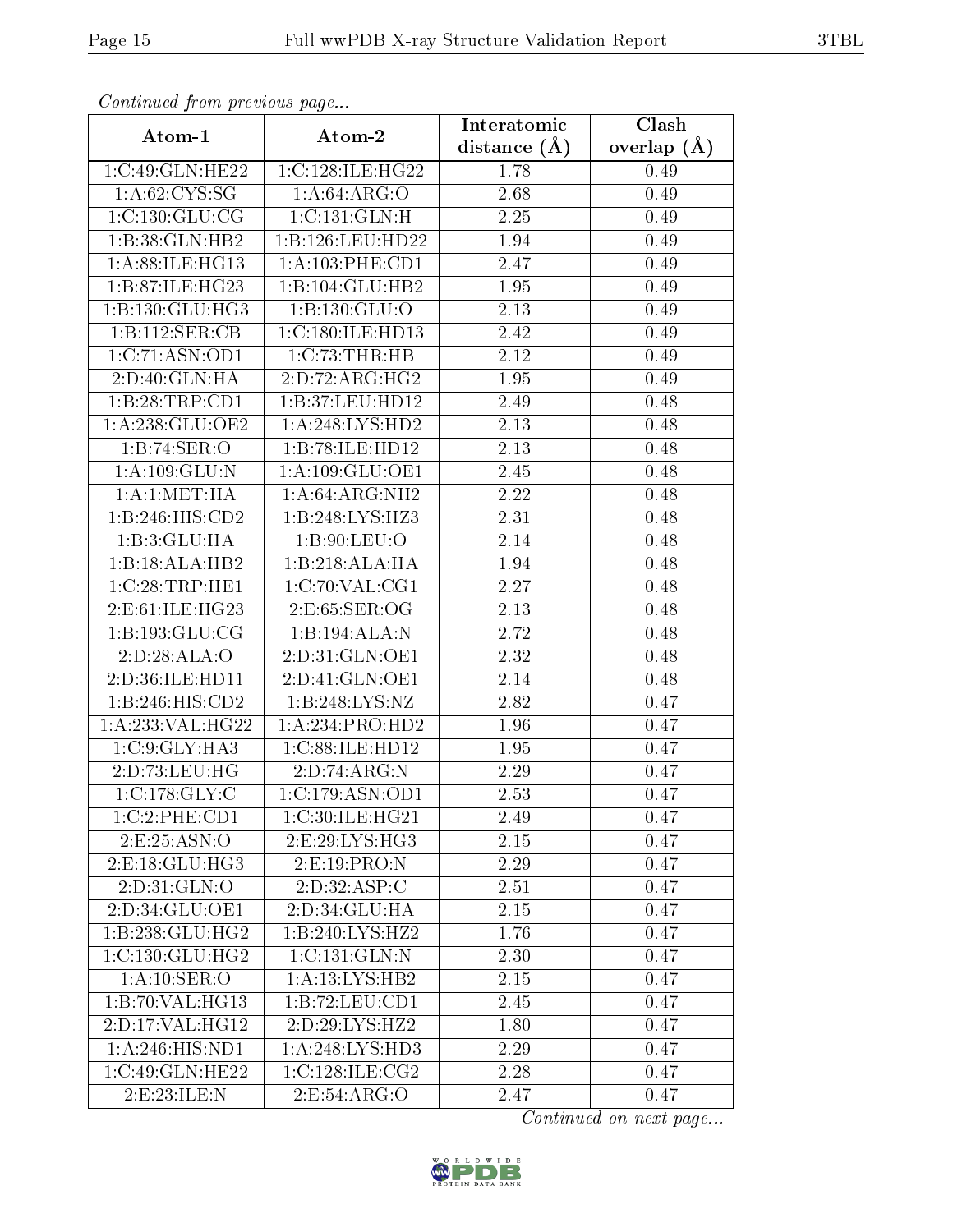*Continued from previous page...*

| Atom-1 | Atom-2 | Interatomic distance (Å) | Clash overlap (Å) |
|---|---|---|---|
| 1:C:49:GLN:HE22 | 1:C:128:ILE:HG22 | 1.78 | 0.49 |
| 1:A:62:CYS:SG | 1:A:64:ARG:O | 2.68 | 0.49 |
| 1:C:130:GLU:CG | 1:C:131:GLN:H | 2.25 | 0.49 |
| 1:B:38:GLN:HB2 | 1:B:126:LEU:HD22 | 1.94 | 0.49 |
| 1:A:88:ILE:HG13 | 1:A:103:PHE:CD1 | 2.47 | 0.49 |
| 1:B:87:ILE:HG23 | 1:B:104:GLU:HB2 | 1.95 | 0.49 |
| 1:B:130:GLU:HG3 | 1:B:130:GLU:O | 2.13 | 0.49 |
| 1:B:112:SER:CB | 1:C:180:ILE:HD13 | 2.42 | 0.49 |
| 1:C:71:ASN:OD1 | 1:C:73:THR:HB | 2.12 | 0.49 |
| 2:D:40:GLN:HA | 2:D:72:ARG:HG2 | 1.95 | 0.49 |
| 1:B:28:TRP:CD1 | 1:B:37:LEU:HD12 | 2.49 | 0.48 |
| 1:A:238:GLU:OE2 | 1:A:248:LYS:HD2 | 2.13 | 0.48 |
| 1:B:74:SER:O | 1:B:78:ILE:HD12 | 2.13 | 0.48 |
| 1:A:109:GLU:N | 1:A:109:GLU:OE1 | 2.45 | 0.48 |
| 1:A:1:MET:HA | 1:A:64:ARG:NH2 | 2.22 | 0.48 |
| 1:B:246:HIS:CD2 | 1:B:248:LYS:HZ3 | 2.31 | 0.48 |
| 1:B:3:GLU:HA | 1:B:90:LEU:O | 2.14 | 0.48 |
| 1:B:18:ALA:HB2 | 1:B:218:ALA:HA | 1.94 | 0.48 |
| 1:C:28:TRP:HE1 | 1:C:70:VAL:CG1 | 2.27 | 0.48 |
| 2:E:61:ILE:HG23 | 2:E:65:SER:OG | 2.13 | 0.48 |
| 1:B:193:GLU:CG | 1:B:194:ALA:N | 2.72 | 0.48 |
| 2:D:28:ALA:O | 2:D:31:GLN:OE1 | 2.32 | 0.48 |
| 2:D:36:ILE:HD11 | 2:D:41:GLN:OE1 | 2.14 | 0.48 |
| 1:B:246:HIS:CD2 | 1:B:248:LYS:NZ | 2.82 | 0.47 |
| 1:A:233:VAL:HG22 | 1:A:234:PRO:HD2 | 1.96 | 0.47 |
| 1:C:9:GLY:HA3 | 1:C:88:ILE:HD12 | 1.95 | 0.47 |
| 2:D:73:LEU:HG | 2:D:74:ARG:N | 2.29 | 0.47 |
| 1:C:178:GLY:C | 1:C:179:ASN:OD1 | 2.53 | 0.47 |
| 1:C:2:PHE:CD1 | 1:C:30:ILE:HG21 | 2.49 | 0.47 |
| 2:E:25:ASN:O | 2:E:29:LYS:HG3 | 2.15 | 0.47 |
| 2:E:18:GLU:HG3 | 2:E:19:PRO:N | 2.29 | 0.47 |
| 2:D:31:GLN:O | 2:D:32:ASP:C | 2.51 | 0.47 |
| 2:D:34:GLU:OE1 | 2:D:34:GLU:HA | 2.15 | 0.47 |
| 1:B:238:GLU:HG2 | 1:B:240:LYS:HZ2 | 1.76 | 0.47 |
| 1:C:130:GLU:HG2 | 1:C:131:GLN:N | 2.30 | 0.47 |
| 1:A:10:SER:O | 1:A:13:LYS:HB2 | 2.15 | 0.47 |
| 1:B:70:VAL:HG13 | 1:B:72:LEU:CD1 | 2.45 | 0.47 |
| 2:D:17:VAL:HG12 | 2:D:29:LYS:HZ2 | 1.80 | 0.47 |
| 1:A:246:HIS:ND1 | 1:A:248:LYS:HD3 | 2.29 | 0.47 |
| 1:C:49:GLN:HE22 | 1:C:128:ILE:CG2 | 2.28 | 0.47 |
| 2:E:23:ILE:N | 2:E:54:ARG:O | 2.47 | 0.47 |

*Continued on next page...*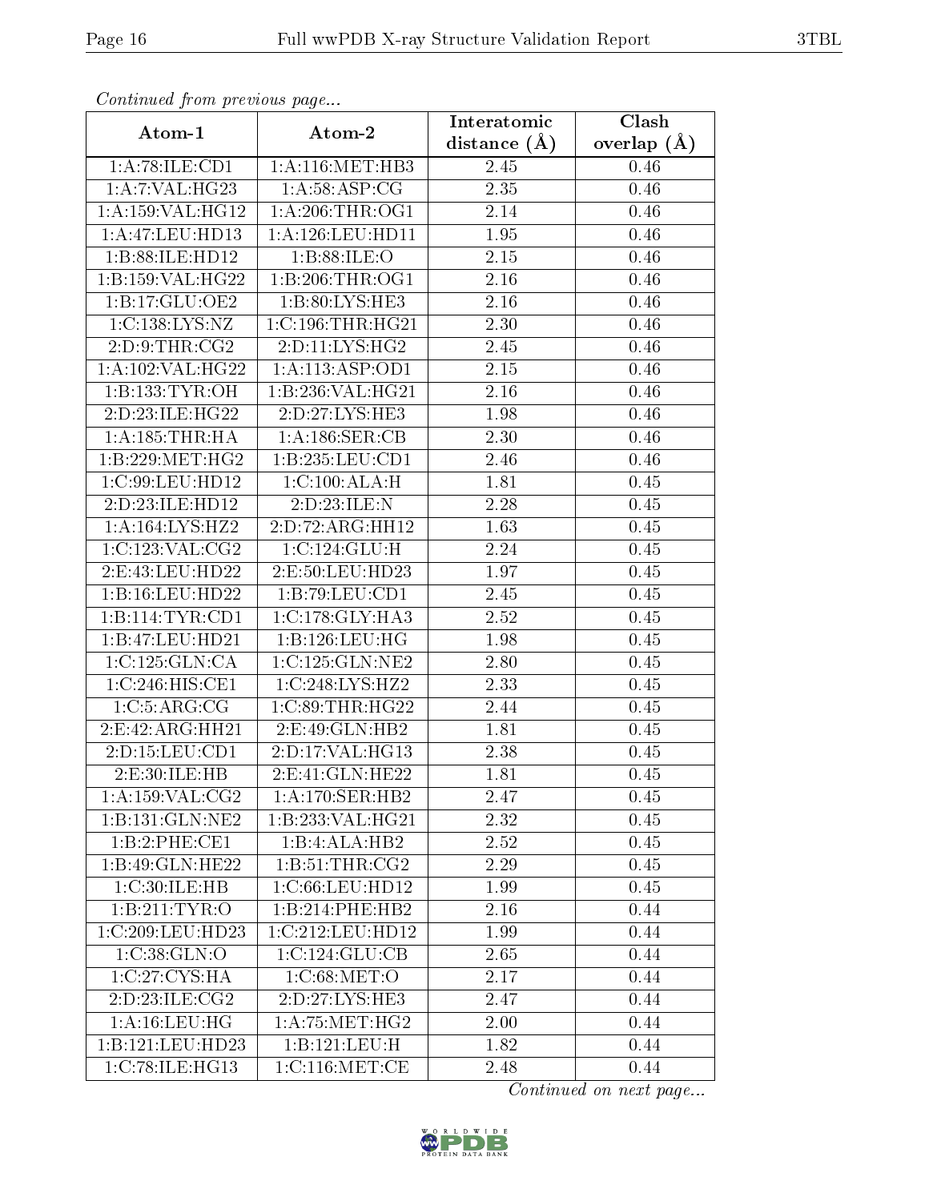*Continued from previous page...*

| Atom-1 | Atom-2 | Interatomic distance (Å) | Clash overlap (Å) |
|---|---|---|---|
| 1:A:78:ILE:CD1 | 1:A:116:MET:HB3 | 2.45 | 0.46 |
| 1:A:7:VAL:HG23 | 1:A:58:ASP:CG | 2.35 | 0.46 |
| 1:A:159:VAL:HG12 | 1:A:206:THR:OG1 | 2.14 | 0.46 |
| 1:A:47:LEU:HD13 | 1:A:126:LEU:HD11 | 1.95 | 0.46 |
| 1:B:88:ILE:HD12 | 1:B:88:ILE:O | 2.15 | 0.46 |
| 1:B:159:VAL:HG22 | 1:B:206:THR:OG1 | 2.16 | 0.46 |
| 1:B:17:GLU:OE2 | 1:B:80:LYS:HE3 | 2.16 | 0.46 |
| 1:C:138:LYS:NZ | 1:C:196:THR:HG21 | 2.30 | 0.46 |
| 2:D:9:THR:CG2 | 2:D:11:LYS:HG2 | 2.45 | 0.46 |
| 1:A:102:VAL:HG22 | 1:A:113:ASP:OD1 | 2.15 | 0.46 |
| 1:B:133:TYR:OH | 1:B:236:VAL:HG21 | 2.16 | 0.46 |
| 2:D:23:ILE:HG22 | 2:D:27:LYS:HE3 | 1.98 | 0.46 |
| 1:A:185:THR:HA | 1:A:186:SER:CB | 2.30 | 0.46 |
| 1:B:229:MET:HG2 | 1:B:235:LEU:CD1 | 2.46 | 0.46 |
| 1:C:99:LEU:HD12 | 1:C:100:ALA:H | 1.81 | 0.45 |
| 2:D:23:ILE:HD12 | 2:D:23:ILE:N | 2.28 | 0.45 |
| 1:A:164:LYS:HZ2 | 2:D:72:ARG:HH12 | 1.63 | 0.45 |
| 1:C:123:VAL:CG2 | 1:C:124:GLU:H | 2.24 | 0.45 |
| 2:E:43:LEU:HD22 | 2:E:50:LEU:HD23 | 1.97 | 0.45 |
| 1:B:16:LEU:HD22 | 1:B:79:LEU:CD1 | 2.45 | 0.45 |
| 1:B:114:TYR:CD1 | 1:C:178:GLY:HA3 | 2.52 | 0.45 |
| 1:B:47:LEU:HD21 | 1:B:126:LEU:HG | 1.98 | 0.45 |
| 1:C:125:GLN:CA | 1:C:125:GLN:NE2 | 2.80 | 0.45 |
| 1:C:246:HIS:CE1 | 1:C:248:LYS:HZ2 | 2.33 | 0.45 |
| 1:C:5:ARG:CG | 1:C:89:THR:HG22 | 2.44 | 0.45 |
| 2:E:42:ARG:HH21 | 2:E:49:GLN:HB2 | 1.81 | 0.45 |
| 2:D:15:LEU:CD1 | 2:D:17:VAL:HG13 | 2.38 | 0.45 |
| 2:E:30:ILE:HB | 2:E:41:GLN:HE22 | 1.81 | 0.45 |
| 1:A:159:VAL:CG2 | 1:A:170:SER:HB2 | 2.47 | 0.45 |
| 1:B:131:GLN:NE2 | 1:B:233:VAL:HG21 | 2.32 | 0.45 |
| 1:B:2:PHE:CE1 | 1:B:4:ALA:HB2 | 2.52 | 0.45 |
| 1:B:49:GLN:HE22 | 1:B:51:THR:CG2 | 2.29 | 0.45 |
| 1:C:30:ILE:HB | 1:C:66:LEU:HD12 | 1.99 | 0.45 |
| 1:B:211:TYR:O | 1:B:214:PHE:HB2 | 2.16 | 0.44 |
| 1:C:209:LEU:HD23 | 1:C:212:LEU:HD12 | 1.99 | 0.44 |
| 1:C:38:GLN:O | 1:C:124:GLU:CB | 2.65 | 0.44 |
| 1:C:27:CYS:HA | 1:C:68:MET:O | 2.17 | 0.44 |
| 2:D:23:ILE:CG2 | 2:D:27:LYS:HE3 | 2.47 | 0.44 |
| 1:A:16:LEU:HG | 1:A:75:MET:HG2 | 2.00 | 0.44 |
| 1:B:121:LEU:HD23 | 1:B:121:LEU:H | 1.82 | 0.44 |
| 1:C:78:ILE:HG13 | 1:C:116:MET:CE | 2.48 | 0.44 |

*Continued on next page...*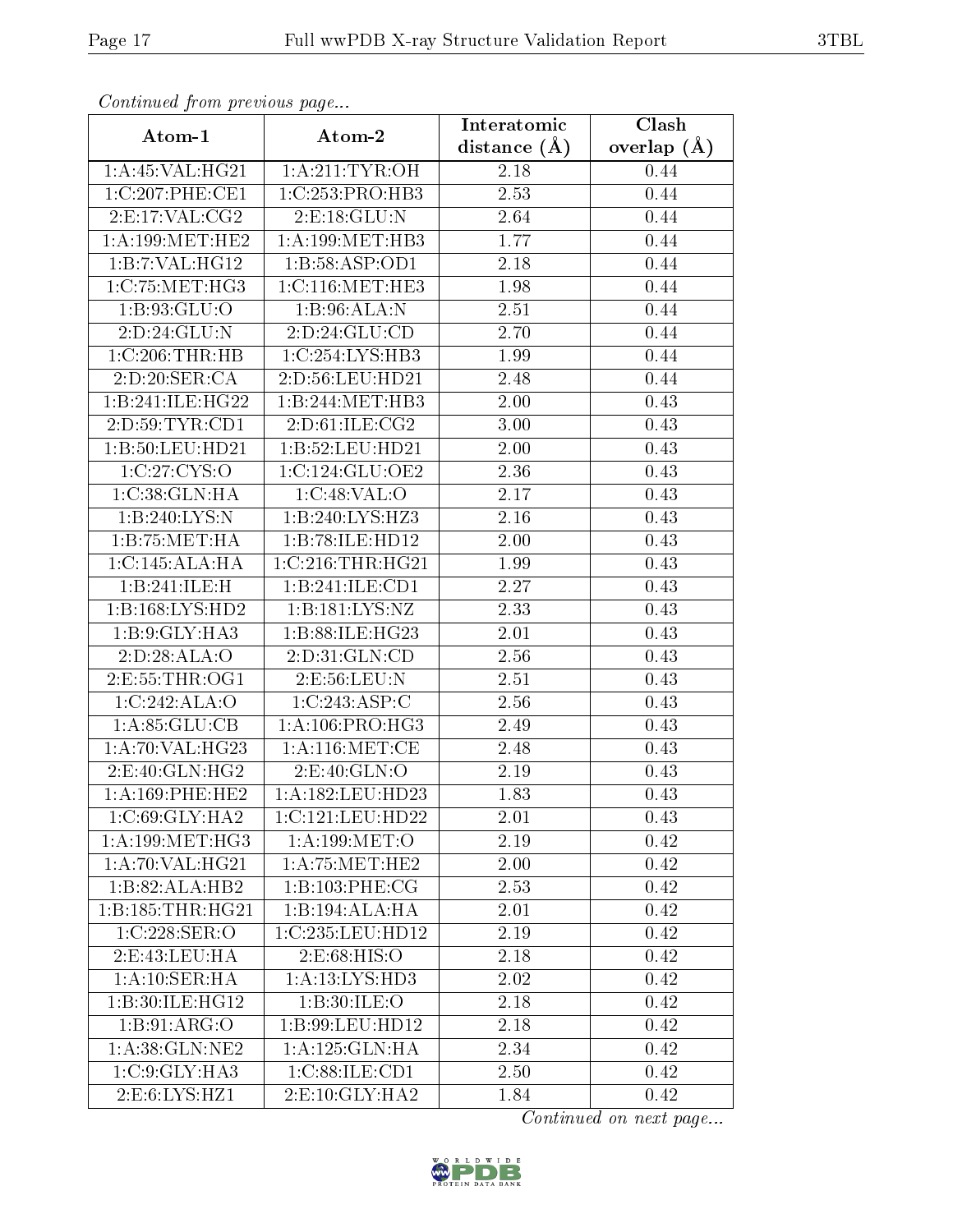*Continued from previous page...*

| Atom-1 | Atom-2 | Interatomic distance (Å) | Clash overlap (Å) |
| --- | --- | --- | --- |
| 1:A:45:VAL:HG21 | 1:A:211:TYR:OH | 2.18 | 0.44 |
| 1:C:207:PHE:CE1 | 1:C:253:PRO:HB3 | 2.53 | 0.44 |
| 2:E:17:VAL:CG2 | 2:E:18:GLU:N | 2.64 | 0.44 |
| 1:A:199:MET:HE2 | 1:A:199:MET:HB3 | 1.77 | 0.44 |
| 1:B:7:VAL:HG12 | 1:B:58:ASP:OD1 | 2.18 | 0.44 |
| 1:C:75:MET:HG3 | 1:C:116:MET:HE3 | 1.98 | 0.44 |
| 1:B:93:GLU:O | 1:B:96:ALA:N | 2.51 | 0.44 |
| 2:D:24:GLU:N | 2:D:24:GLU:CD | 2.70 | 0.44 |
| 1:C:206:THR:HB | 1:C:254:LYS:HB3 | 1.99 | 0.44 |
| 2:D:20:SER:CA | 2:D:56:LEU:HD21 | 2.48 | 0.44 |
| 1:B:241:ILE:HG22 | 1:B:244:MET:HB3 | 2.00 | 0.43 |
| 2:D:59:TYR:CD1 | 2:D:61:ILE:CG2 | 3.00 | 0.43 |
| 1:B:50:LEU:HD21 | 1:B:52:LEU:HD21 | 2.00 | 0.43 |
| 1:C:27:CYS:O | 1:C:124:GLU:OE2 | 2.36 | 0.43 |
| 1:C:38:GLN:HA | 1:C:48:VAL:O | 2.17 | 0.43 |
| 1:B:240:LYS:N | 1:B:240:LYS:HZ3 | 2.16 | 0.43 |
| 1:B:75:MET:HA | 1:B:78:ILE:HD12 | 2.00 | 0.43 |
| 1:C:145:ALA:HA | 1:C:216:THR:HG21 | 1.99 | 0.43 |
| 1:B:241:ILE:H | 1:B:241:ILE:CD1 | 2.27 | 0.43 |
| 1:B:168:LYS:HD2 | 1:B:181:LYS:NZ | 2.33 | 0.43 |
| 1:B:9:GLY:HA3 | 1:B:88:ILE:HG23 | 2.01 | 0.43 |
| 2:D:28:ALA:O | 2:D:31:GLN:CD | 2.56 | 0.43 |
| 2:E:55:THR:OG1 | 2:E:56:LEU:N | 2.51 | 0.43 |
| 1:C:242:ALA:O | 1:C:243:ASP:C | 2.56 | 0.43 |
| 1:A:85:GLU:CB | 1:A:106:PRO:HG3 | 2.49 | 0.43 |
| 1:A:70:VAL:HG23 | 1:A:116:MET:CE | 2.48 | 0.43 |
| 2:E:40:GLN:HG2 | 2:E:40:GLN:O | 2.19 | 0.43 |
| 1:A:169:PHE:HE2 | 1:A:182:LEU:HD23 | 1.83 | 0.43 |
| 1:C:69:GLY:HA2 | 1:C:121:LEU:HD22 | 2.01 | 0.43 |
| 1:A:199:MET:HG3 | 1:A:199:MET:O | 2.19 | 0.42 |
| 1:A:70:VAL:HG21 | 1:A:75:MET:HE2 | 2.00 | 0.42 |
| 1:B:82:ALA:HB2 | 1:B:103:PHE:CG | 2.53 | 0.42 |
| 1:B:185:THR:HG21 | 1:B:194:ALA:HA | 2.01 | 0.42 |
| 1:C:228:SER:O | 1:C:235:LEU:HD12 | 2.19 | 0.42 |
| 2:E:43:LEU:HA | 2:E:68:HIS:O | 2.18 | 0.42 |
| 1:A:10:SER:HA | 1:A:13:LYS:HD3 | 2.02 | 0.42 |
| 1:B:30:ILE:HG12 | 1:B:30:ILE:O | 2.18 | 0.42 |
| 1:B:91:ARG:O | 1:B:99:LEU:HD12 | 2.18 | 0.42 |
| 1:A:38:GLN:NE2 | 1:A:125:GLN:HA | 2.34 | 0.42 |
| 1:C:9:GLY:HA3 | 1:C:88:ILE:CD1 | 2.50 | 0.42 |
| 2:E:6:LYS:HZ1 | 2:E:10:GLY:HA2 | 1.84 | 0.42 |

*Continued on next page...*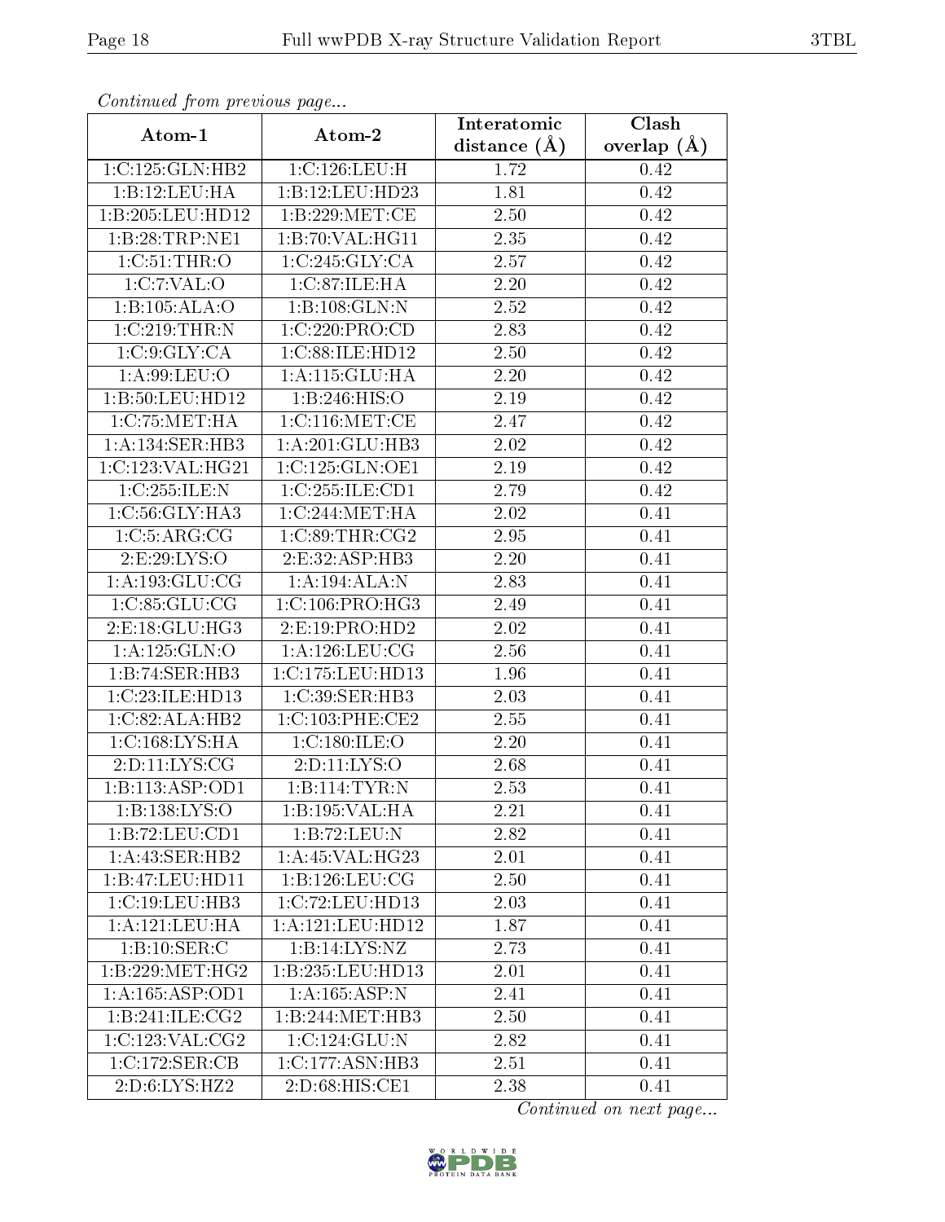*Continued from previous page...*

| Atom-1 | Atom-2 | Interatomic distance (Å) | Clash overlap (Å) |
|---|---|---|---|
| 1:C:125:GLN:HB2 | 1:C:126:LEU:H | 1.72 | 0.42 |
| 1:B:12:LEU:HA | 1:B:12:LEU:HD23 | 1.81 | 0.42 |
| 1:B:205:LEU:HD12 | 1:B:229:MET:CE | 2.50 | 0.42 |
| 1:B:28:TRP:NE1 | 1:B:70:VAL:HG11 | 2.35 | 0.42 |
| 1:C:51:THR:O | 1:C:245:GLY:CA | 2.57 | 0.42 |
| 1:C:7:VAL:O | 1:C:87:ILE:HA | 2.20 | 0.42 |
| 1:B:105:ALA:O | 1:B:108:GLN:N | 2.52 | 0.42 |
| 1:C:219:THR:N | 1:C:220:PRO:CD | 2.83 | 0.42 |
| 1:C:9:GLY:CA | 1:C:88:ILE:HD12 | 2.50 | 0.42 |
| 1:A:99:LEU:O | 1:A:115:GLU:HA | 2.20 | 0.42 |
| 1:B:50:LEU:HD12 | 1:B:246:HIS:O | 2.19 | 0.42 |
| 1:C:75:MET:HA | 1:C:116:MET:CE | 2.47 | 0.42 |
| 1:A:134:SER:HB3 | 1:A:201:GLU:HB3 | 2.02 | 0.42 |
| 1:C:123:VAL:HG21 | 1:C:125:GLN:OE1 | 2.19 | 0.42 |
| 1:C:255:ILE:N | 1:C:255:ILE:CD1 | 2.79 | 0.42 |
| 1:C:56:GLY:HA3 | 1:C:244:MET:HA | 2.02 | 0.41 |
| 1:C:5:ARG:CG | 1:C:89:THR:CG2 | 2.95 | 0.41 |
| 2:E:29:LYS:O | 2:E:32:ASP:HB3 | 2.20 | 0.41 |
| 1:A:193:GLU:CG | 1:A:194:ALA:N | 2.83 | 0.41 |
| 1:C:85:GLU:CG | 1:C:106:PRO:HG3 | 2.49 | 0.41 |
| 2:E:18:GLU:HG3 | 2:E:19:PRO:HD2 | 2.02 | 0.41 |
| 1:A:125:GLN:O | 1:A:126:LEU:CG | 2.56 | 0.41 |
| 1:B:74:SER:HB3 | 1:C:175:LEU:HD13 | 1.96 | 0.41 |
| 1:C:23:ILE:HD13 | 1:C:39:SER:HB3 | 2.03 | 0.41 |
| 1:C:82:ALA:HB2 | 1:C:103:PHE:CE2 | 2.55 | 0.41 |
| 1:C:168:LYS:HA | 1:C:180:ILE:O | 2.20 | 0.41 |
| 2:D:11:LYS:CG | 2:D:11:LYS:O | 2.68 | 0.41 |
| 1:B:113:ASP:OD1 | 1:B:114:TYR:N | 2.53 | 0.41 |
| 1:B:138:LYS:O | 1:B:195:VAL:HA | 2.21 | 0.41 |
| 1:B:72:LEU:CD1 | 1:B:72:LEU:N | 2.82 | 0.41 |
| 1:A:43:SER:HB2 | 1:A:45:VAL:HG23 | 2.01 | 0.41 |
| 1:B:47:LEU:HD11 | 1:B:126:LEU:CG | 2.50 | 0.41 |
| 1:C:19:LEU:HB3 | 1:C:72:LEU:HD13 | 2.03 | 0.41 |
| 1:A:121:LEU:HA | 1:A:121:LEU:HD12 | 1.87 | 0.41 |
| 1:B:10:SER:C | 1:B:14:LYS:NZ | 2.73 | 0.41 |
| 1:B:229:MET:HG2 | 1:B:235:LEU:HD13 | 2.01 | 0.41 |
| 1:A:165:ASP:OD1 | 1:A:165:ASP:N | 2.41 | 0.41 |
| 1:B:241:ILE:CG2 | 1:B:244:MET:HB3 | 2.50 | 0.41 |
| 1:C:123:VAL:CG2 | 1:C:124:GLU:N | 2.82 | 0.41 |
| 1:C:172:SER:CB | 1:C:177:ASN:HB3 | 2.51 | 0.41 |
| 2:D:6:LYS:HZ2 | 2:D:68:HIS:CE1 | 2.38 | 0.41 |

*Continued on next page...*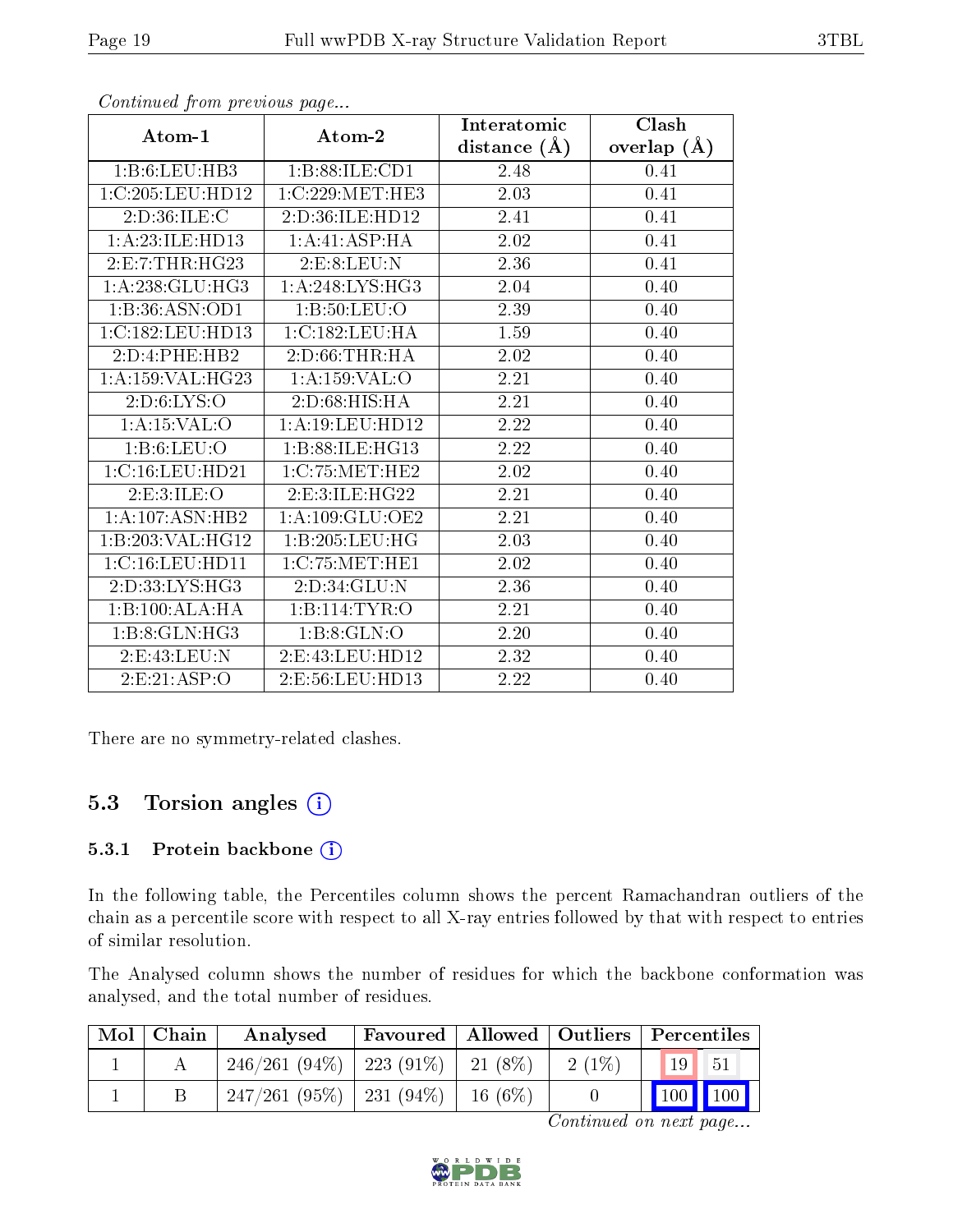*Continued from previous page...*

| Atom-1 | Atom-2 | Interatomic distance (Å) | Clash overlap (Å) |
|---|---|---|---|
| 1:B:6:LEU:HB3 | 1:B:88:ILE:CD1 | 2.48 | 0.41 |
| 1:C:205:LEU:HD12 | 1:C:229:MET:HE3 | 2.03 | 0.41 |
| 2:D:36:ILE:C | 2:D:36:ILE:HD12 | 2.41 | 0.41 |
| 1:A:23:ILE:HD13 | 1:A:41:ASP:HA | 2.02 | 0.41 |
| 2:E:7:THR:HG23 | 2:E:8:LEU:N | 2.36 | 0.41 |
| 1:A:238:GLU:HG3 | 1:A:248:LYS:HG3 | 2.04 | 0.40 |
| 1:B:36:ASN:OD1 | 1:B:50:LEU:O | 2.39 | 0.40 |
| 1:C:182:LEU:HD13 | 1:C:182:LEU:HA | 1.59 | 0.40 |
| 2:D:4:PHE:HB2 | 2:D:66:THR:HA | 2.02 | 0.40 |
| 1:A:159:VAL:HG23 | 1:A:159:VAL:O | 2.21 | 0.40 |
| 2:D:6:LYS:O | 2:D:68:HIS:HA | 2.21 | 0.40 |
| 1:A:15:VAL:O | 1:A:19:LEU:HD12 | 2.22 | 0.40 |
| 1:B:6:LEU:O | 1:B:88:ILE:HG13 | 2.22 | 0.40 |
| 1:C:16:LEU:HD21 | 1:C:75:MET:HE2 | 2.02 | 0.40 |
| 2:E:3:ILE:O | 2:E:3:ILE:HG22 | 2.21 | 0.40 |
| 1:A:107:ASN:HB2 | 1:A:109:GLU:OE2 | 2.21 | 0.40 |
| 1:B:203:VAL:HG12 | 1:B:205:LEU:HG | 2.03 | 0.40 |
| 1:C:16:LEU:HD11 | 1:C:75:MET:HE1 | 2.02 | 0.40 |
| 2:D:33:LYS:HG3 | 2:D:34:GLU:N | 2.36 | 0.40 |
| 1:B:100:ALA:HA | 1:B:114:TYR:O | 2.21 | 0.40 |
| 1:B:8:GLN:HG3 | 1:B:8:GLN:O | 2.20 | 0.40 |
| 2:E:43:LEU:N | 2:E:43:LEU:HD12 | 2.32 | 0.40 |
| 2:E:21:ASP:O | 2:E:56:LEU:HD13 | 2.22 | 0.40 |

There are no symmetry-related clashes.

## 5.3 Torsion angles

### 5.3.1 Protein backbone

In the following table, the Percentiles column shows the percent Ramachandran outliers of the chain as a percentile score with respect to all X-ray entries followed by that with respect to entries of similar resolution.

The Analysed column shows the number of residues for which the backbone conformation was analysed, and the total number of residues.

| Mol | Chain | Analysed | Favoured | Allowed | Outliers | Percentiles | |
|---|---|---|---|---|---|---|---|
| 1 | A | 246/261 (94%) | 223 (91%) | 21 (8%) | 2 (1%) | 19 | 51 |
| 1 | B | 247/261 (95%) | 231 (94%) | 16 (6%) | 0 | 100 | 100 |

*Continued on next page...*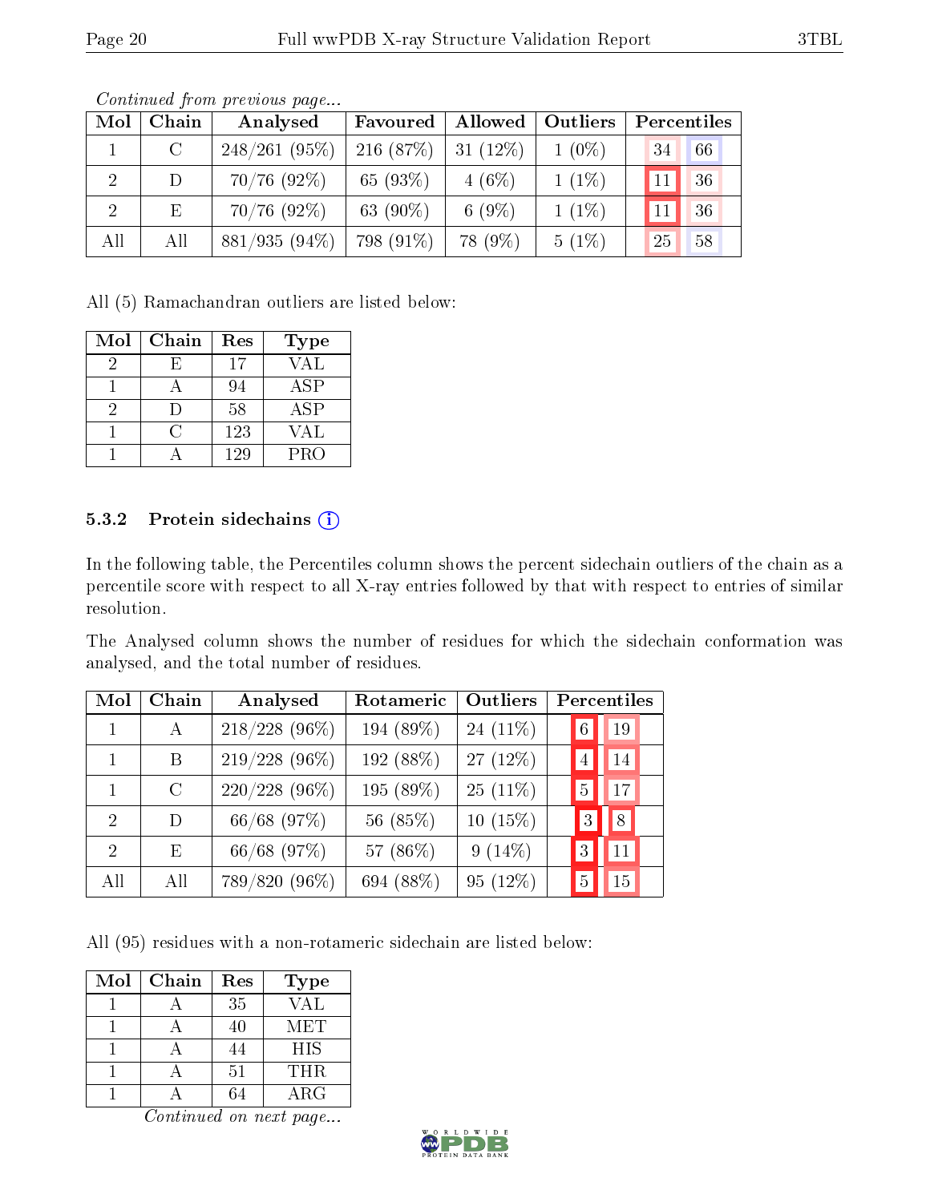*Continued from previous page...*

| Mol | Chain | Analysed | Favoured | Allowed | Outliers | Percentiles | |
|---|---|---|---|---|---|---|---|
| 1 | C | 248/261 (95%) | 216 (87%) | 31 (12%) | 1 (0%) | 34 | 66 |
| 2 | D | 70/76 (92%) | 65 (93%) | 4 (6%) | 1 (1%) | 11 | 36 |
| 2 | E | 70/76 (92%) | 63 (90%) | 6 (9%) | 1 (1%) | 11 | 36 |
| All | All | 881/935 (94%) | 798 (91%) | 78 (9%) | 5 (1%) | 25 | 58 |

All (5) Ramachandran outliers are listed below:

| Mol | Chain | Res | Type |
|---|---|---|---|
| 2 | E | 17 | VAL |
| 1 | A | 94 | ASP |
| 2 | D | 58 | ASP |
| 1 | C | 123 | VAL |
| 1 | A | 129 | PRO |

#### 5.3.2 Protein sidechains

In the following table, the Percentiles column shows the percent sidechain outliers of the chain as a percentile score with respect to all X-ray entries followed by that with respect to entries of similar resolution.

The Analysed column shows the number of residues for which the sidechain conformation was analysed, and the total number of residues.

| Mol | Chain | Analysed | Rotameric | Outliers | Percentiles | |
|---|---|---|---|---|---|---|
| 1 | A | 218/228 (96%) | 194 (89%) | 24 (11%) | 6 | 19 |
| 1 | B | 219/228 (96%) | 192 (88%) | 27 (12%) | 4 | 14 |
| 1 | C | 220/228 (96%) | 195 (89%) | 25 (11%) | 5 | 17 |
| 2 | D | 66/68 (97%) | 56 (85%) | 10 (15%) | 3 | 8 |
| 2 | E | 66/68 (97%) | 57 (86%) | 9 (14%) | 3 | 11 |
| All | All | 789/820 (96%) | 694 (88%) | 95 (12%) | 5 | 15 |

All (95) residues with a non-rotameric sidechain are listed below:

| Mol | Chain | Res | Type |
|---|---|---|---|
| 1 | A | 35 | VAL |
| 1 | A | 40 | MET |
| 1 | A | 44 | HIS |
| 1 | A | 51 | THR |
| 1 | A | 64 | ARG |

*Continued on next page...*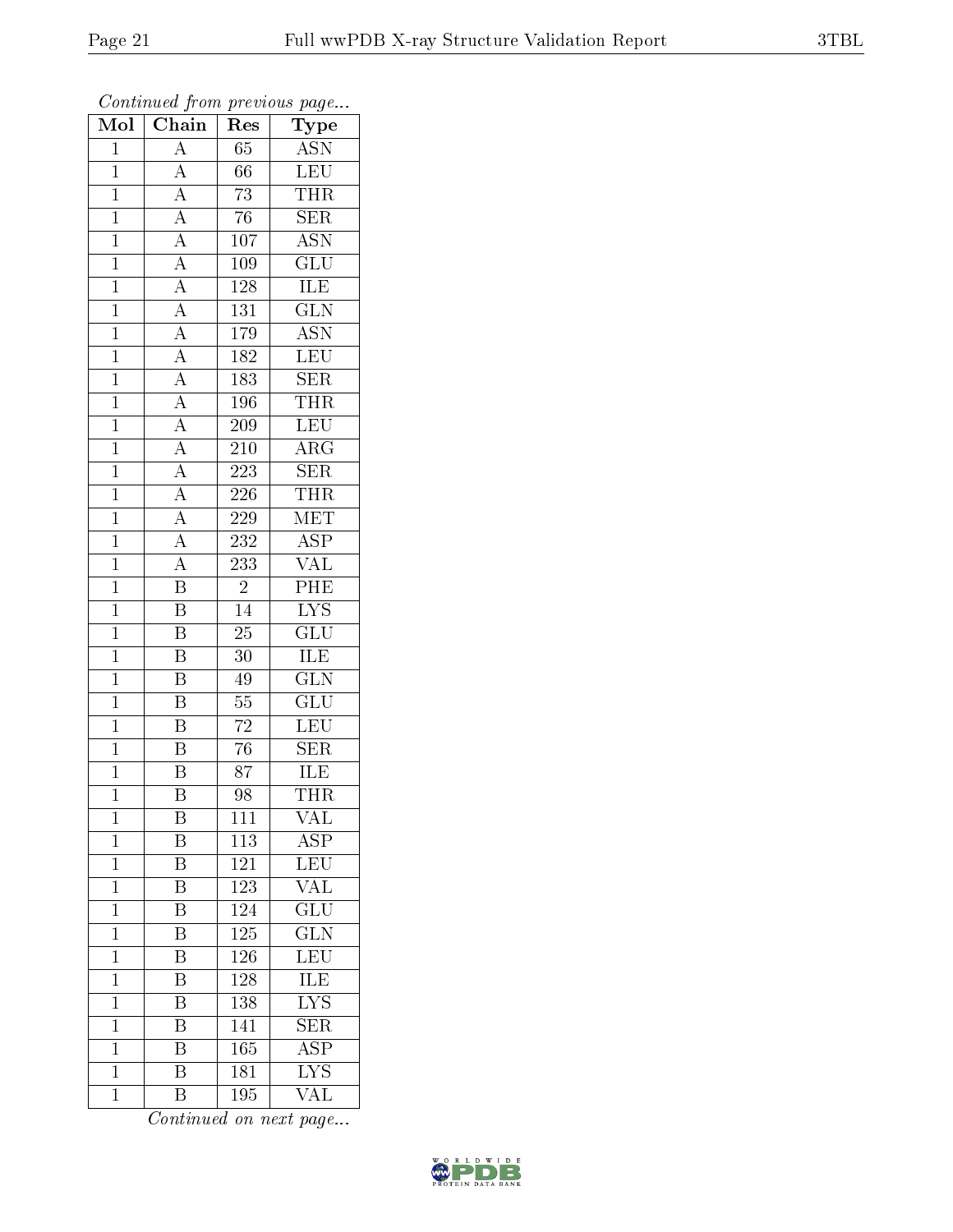*Continued from previous page...*

| Mol | Chain | Res | Type |
|---|---|---|---|
| 1 | A | 65 | ASN |
| 1 | A | 66 | LEU |
| 1 | A | 73 | THR |
| 1 | A | 76 | SER |
| 1 | A | 107 | ASN |
| 1 | A | 109 | GLU |
| 1 | A | 128 | ILE |
| 1 | A | 131 | GLN |
| 1 | A | 179 | ASN |
| 1 | A | 182 | LEU |
| 1 | A | 183 | SER |
| 1 | A | 196 | THR |
| 1 | A | 209 | LEU |
| 1 | A | 210 | ARG |
| 1 | A | 223 | SER |
| 1 | A | 226 | THR |
| 1 | A | 229 | MET |
| 1 | A | 232 | ASP |
| 1 | A | 233 | VAL |
| 1 | B | 2 | PHE |
| 1 | B | 14 | LYS |
| 1 | B | 25 | GLU |
| 1 | B | 30 | ILE |
| 1 | B | 49 | GLN |
| 1 | B | 55 | GLU |
| 1 | B | 72 | LEU |
| 1 | B | 76 | SER |
| 1 | B | 87 | ILE |
| 1 | B | 98 | THR |
| 1 | B | 111 | VAL |
| 1 | B | 113 | ASP |
| 1 | B | 121 | LEU |
| 1 | B | 123 | VAL |
| 1 | B | 124 | GLU |
| 1 | B | 125 | GLN |
| 1 | B | 126 | LEU |
| 1 | B | 128 | ILE |
| 1 | B | 138 | LYS |
| 1 | B | 141 | SER |
| 1 | B | 165 | ASP |
| 1 | B | 181 | LYS |
| 1 | B | 195 | VAL |

*Continued on next page...*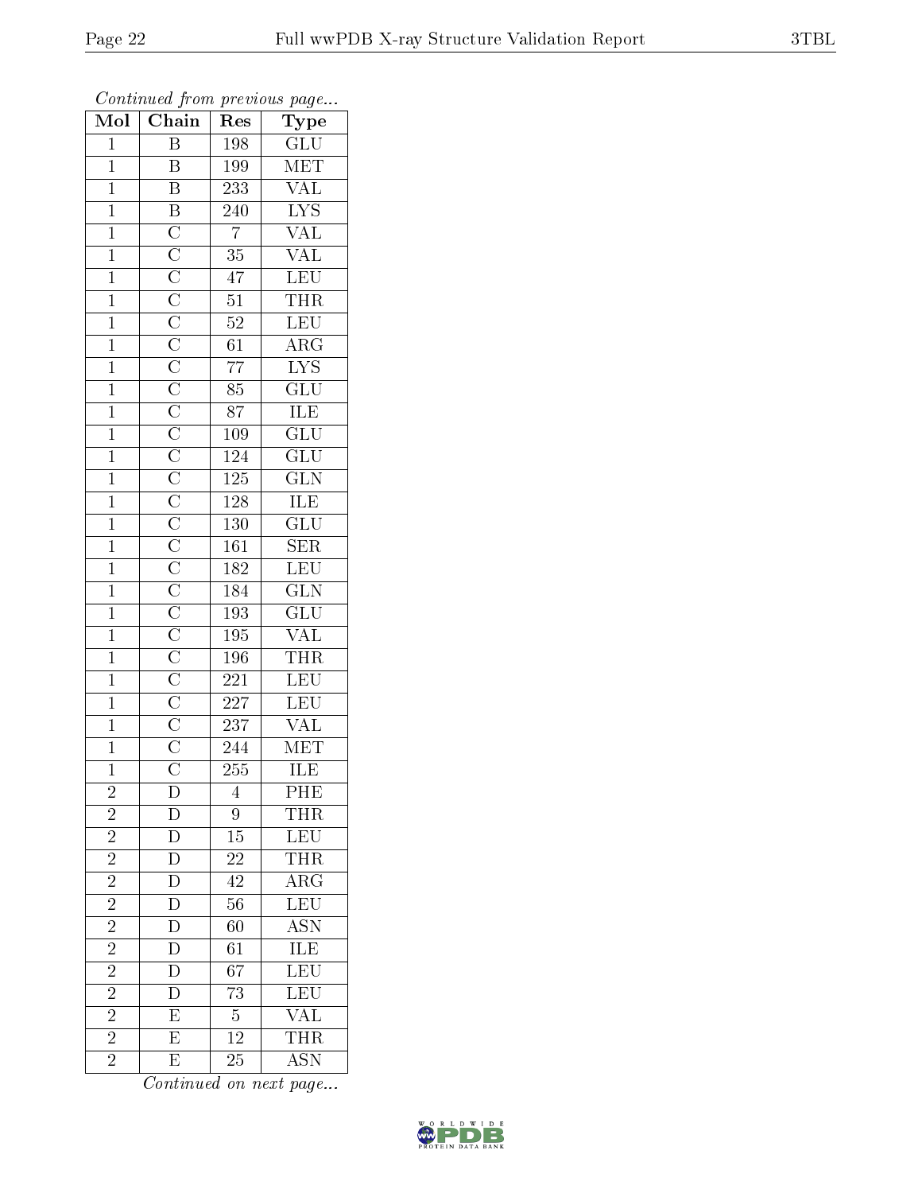*Continued from previous page...*

| Mol | Chain | Res | Type |
|---|---|---|---|
| 1 | B | 198 | GLU |
| 1 | B | 199 | MET |
| 1 | B | 233 | VAL |
| 1 | B | 240 | LYS |
| 1 | C | 7 | VAL |
| 1 | C | 35 | VAL |
| 1 | C | 47 | LEU |
| 1 | C | 51 | THR |
| 1 | C | 52 | LEU |
| 1 | C | 61 | ARG |
| 1 | C | 77 | LYS |
| 1 | C | 85 | GLU |
| 1 | C | 87 | ILE |
| 1 | C | 109 | GLU |
| 1 | C | 124 | GLU |
| 1 | C | 125 | GLN |
| 1 | C | 128 | ILE |
| 1 | C | 130 | GLU |
| 1 | C | 161 | SER |
| 1 | C | 182 | LEU |
| 1 | C | 184 | GLN |
| 1 | C | 193 | GLU |
| 1 | C | 195 | VAL |
| 1 | C | 196 | THR |
| 1 | C | 221 | LEU |
| 1 | C | 227 | LEU |
| 1 | C | 237 | VAL |
| 1 | C | 244 | MET |
| 1 | C | 255 | ILE |
| 2 | D | 4 | PHE |
| 2 | D | 9 | THR |
| 2 | D | 15 | LEU |
| 2 | D | 22 | THR |
| 2 | D | 42 | ARG |
| 2 | D | 56 | LEU |
| 2 | D | 60 | ASN |
| 2 | D | 61 | ILE |
| 2 | D | 67 | LEU |
| 2 | D | 73 | LEU |
| 2 | E | 5 | VAL |
| 2 | E | 12 | THR |
| 2 | E | 25 | ASN |

*Continued on next page...*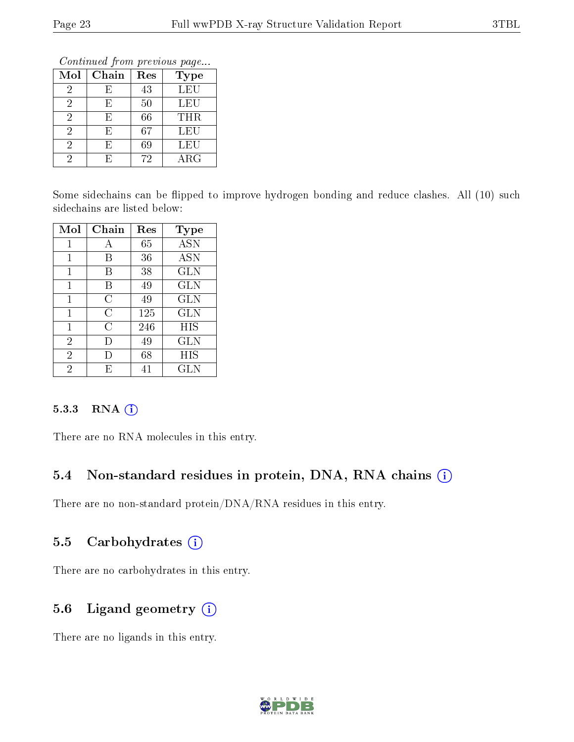*Continued from previous page...*

| Mol | Chain | Res | Type |
|---|---|---|---|
| 2 | E | 43 | LEU |
| 2 | E | 50 | LEU |
| 2 | E | 66 | THR |
| 2 | E | 67 | LEU |
| 2 | E | 69 | LEU |
| 2 | E | 72 | ARG |

Some sidechains can be flipped to improve hydrogen bonding and reduce clashes. All (10) such sidechains are listed below:

| Mol | Chain | Res | Type |
|---|---|---|---|
| 1 | A | 65 | ASN |
| 1 | B | 36 | ASN |
| 1 | B | 38 | GLN |
| 1 | B | 49 | GLN |
| 1 | C | 49 | GLN |
| 1 | C | 125 | GLN |
| 1 | C | 246 | HIS |
| 2 | D | 49 | GLN |
| 2 | D | 68 | HIS |
| 2 | E | 41 | GLN |

#### 5.3.3 RNA

There are no RNA molecules in this entry.

### 5.4 Non-standard residues in protein, DNA, RNA chains

There are no non-standard protein/DNA/RNA residues in this entry.

### 5.5 Carbohydrates

There are no carbohydrates in this entry.

### 5.6 Ligand geometry

There are no ligands in this entry.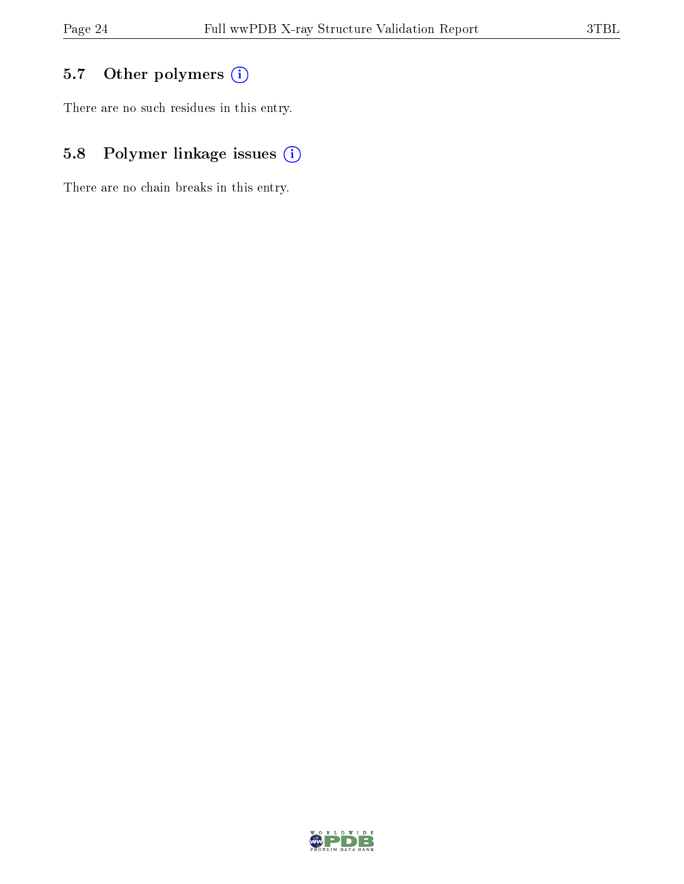## 5.7 Other polymers

There are no such residues in this entry.

## 5.8 Polymer linkage issues

There are no chain breaks in this entry.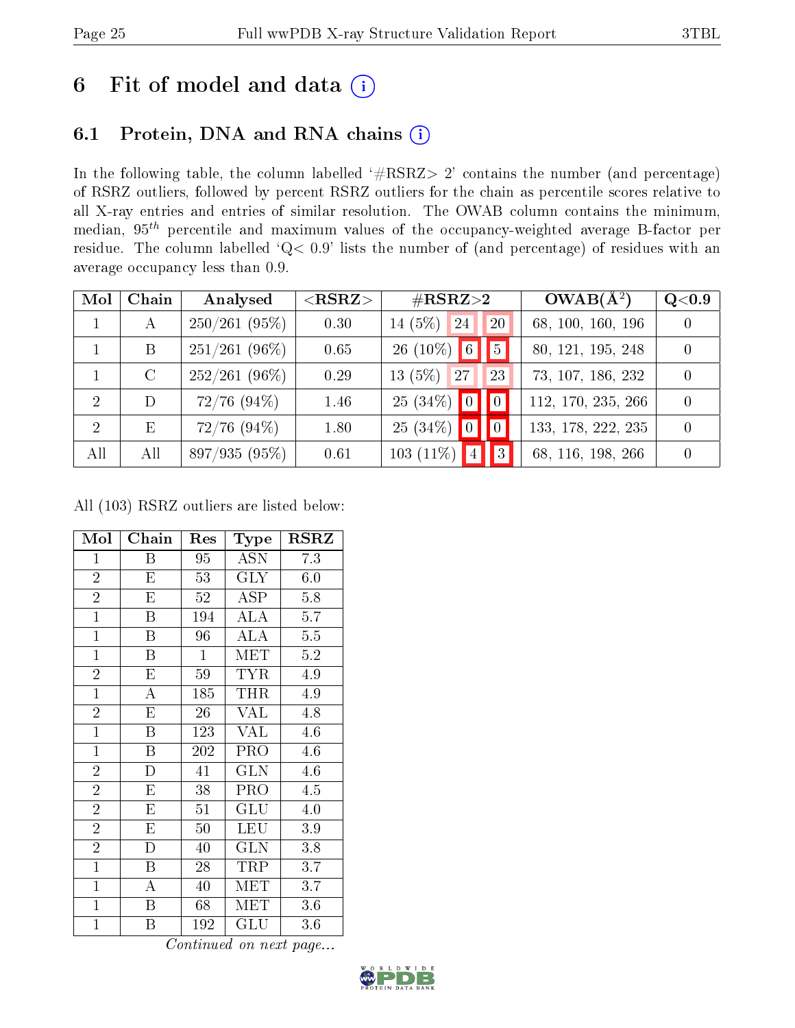# 6 Fit of model and data

## 6.1 Protein, DNA and RNA chains

In the following table, the column labelled '#RSRZ> 2' contains the number (and percentage) of RSRZ outliers, followed by percent RSRZ outliers for the chain as percentile scores relative to all X-ray entries and entries of similar resolution. The OWAB column contains the minimum, median, $95^{th}$ percentile and maximum values of the occupancy-weighted average B-factor per residue. The column labelled 'Q< 0.9' lists the number of (and percentage) of residues with an average occupancy less than 0.9.

| Mol | Chain | Analysed | <RSRZ> | #RSRZ>2 | | | OWAB(Å$^2$) | Q<0.9 |
|---|---|---|---|---|---|---|---|---|
| 1 | A | 250/261 (95%) | 0.30 | 14 (5%) | 24 | 20 | 68, 100, 160, 196 | 0 |
| 1 | B | 251/261 (96%) | 0.65 | 26 (10%) | 6 | 5 | 80, 121, 195, 248 | 0 |
| 1 | C | 252/261 (96%) | 0.29 | 13 (5%) | 27 | 23 | 73, 107, 186, 232 | 0 |
| 2 | D | 72/76 (94%) | 1.46 | 25 (34%) | 0 | 0 | 112, 170, 235, 266 | 0 |
| 2 | E | 72/76 (94%) | 1.80 | 25 (34%) | 0 | 0 | 133, 178, 222, 235 | 0 |
| All | All | 897/935 (95%) | 0.61 | 103 (11%) | 4 | 3 | 68, 116, 198, 266 | 0 |

All (103) RSRZ outliers are listed below:

| Mol | Chain | Res | Type | RSRZ |
|---|---|---|---|---|
| 1 | B | 95 | ASN | 7.3 |
| 2 | E | 53 | GLY | 6.0 |
| 2 | E | 52 | ASP | 5.8 |
| 1 | B | 194 | ALA | 5.7 |
| 1 | B | 96 | ALA | 5.5 |
| 1 | B | 1 | MET | 5.2 |
| 2 | E | 59 | TYR | 4.9 |
| 1 | A | 185 | THR | 4.9 |
| 2 | E | 26 | VAL | 4.8 |
| 1 | B | 123 | VAL | 4.6 |
| 1 | B | 202 | PRO | 4.6 |
| 2 | D | 41 | GLN | 4.6 |
| 2 | E | 38 | PRO | 4.5 |
| 2 | E | 51 | GLU | 4.0 |
| 2 | E | 50 | LEU | 3.9 |
| 2 | D | 40 | GLN | 3.8 |
| 1 | B | 28 | TRP | 3.7 |
| 1 | A | 40 | MET | 3.7 |
| 1 | B | 68 | MET | 3.6 |
| 1 | B | 192 | GLU | 3.6 |

*Continued on next page...*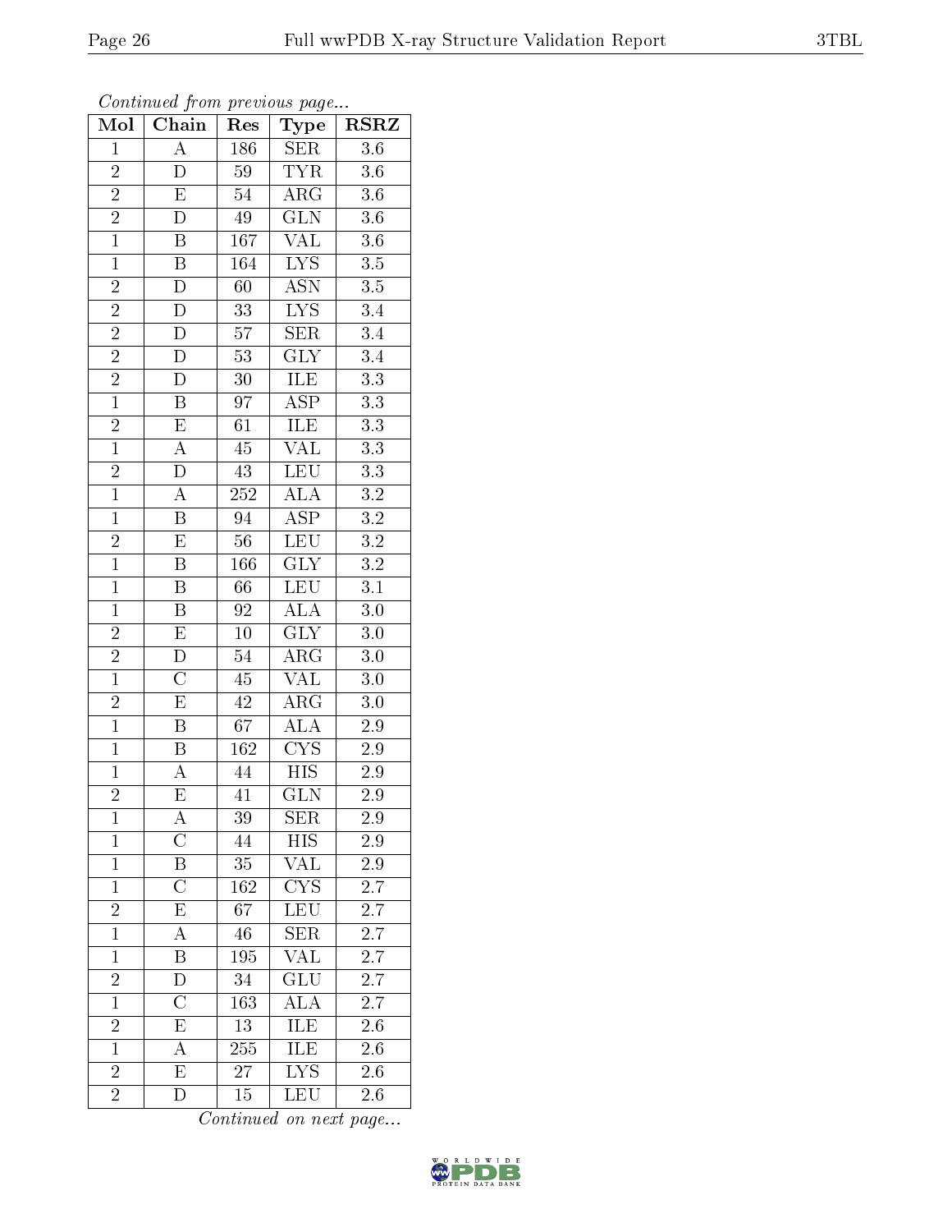*Continued from previous page...*

| Mol | Chain | Res | Type | RSRZ |
|---|---|---|---|---|
| 1 | A | 186 | SER | 3.6 |
| 2 | D | 59 | TYR | 3.6 |
| 2 | E | 54 | ARG | 3.6 |
| 2 | D | 49 | GLN | 3.6 |
| 1 | B | 167 | VAL | 3.6 |
| 1 | B | 164 | LYS | 3.5 |
| 2 | D | 60 | ASN | 3.5 |
| 2 | D | 33 | LYS | 3.4 |
| 2 | D | 57 | SER | 3.4 |
| 2 | D | 53 | GLY | 3.4 |
| 2 | D | 30 | ILE | 3.3 |
| 1 | B | 97 | ASP | 3.3 |
| 2 | E | 61 | ILE | 3.3 |
| 1 | A | 45 | VAL | 3.3 |
| 2 | D | 43 | LEU | 3.3 |
| 1 | A | 252 | ALA | 3.2 |
| 1 | B | 94 | ASP | 3.2 |
| 2 | E | 56 | LEU | 3.2 |
| 1 | B | 166 | GLY | 3.2 |
| 1 | B | 66 | LEU | 3.1 |
| 1 | B | 92 | ALA | 3.0 |
| 2 | E | 10 | GLY | 3.0 |
| 2 | D | 54 | ARG | 3.0 |
| 1 | C | 45 | VAL | 3.0 |
| 2 | E | 42 | ARG | 3.0 |
| 1 | B | 67 | ALA | 2.9 |
| 1 | B | 162 | CYS | 2.9 |
| 1 | A | 44 | HIS | 2.9 |
| 2 | E | 41 | GLN | 2.9 |
| 1 | A | 39 | SER | 2.9 |
| 1 | C | 44 | HIS | 2.9 |
| 1 | B | 35 | VAL | 2.9 |
| 1 | C | 162 | CYS | 2.7 |
| 2 | E | 67 | LEU | 2.7 |
| 1 | A | 46 | SER | 2.7 |
| 1 | B | 195 | VAL | 2.7 |
| 2 | D | 34 | GLU | 2.7 |
| 1 | C | 163 | ALA | 2.7 |
| 2 | E | 13 | ILE | 2.6 |
| 1 | A | 255 | ILE | 2.6 |
| 2 | E | 27 | LYS | 2.6 |
| 2 | D | 15 | LEU | 2.6 |

*Continued on next page...*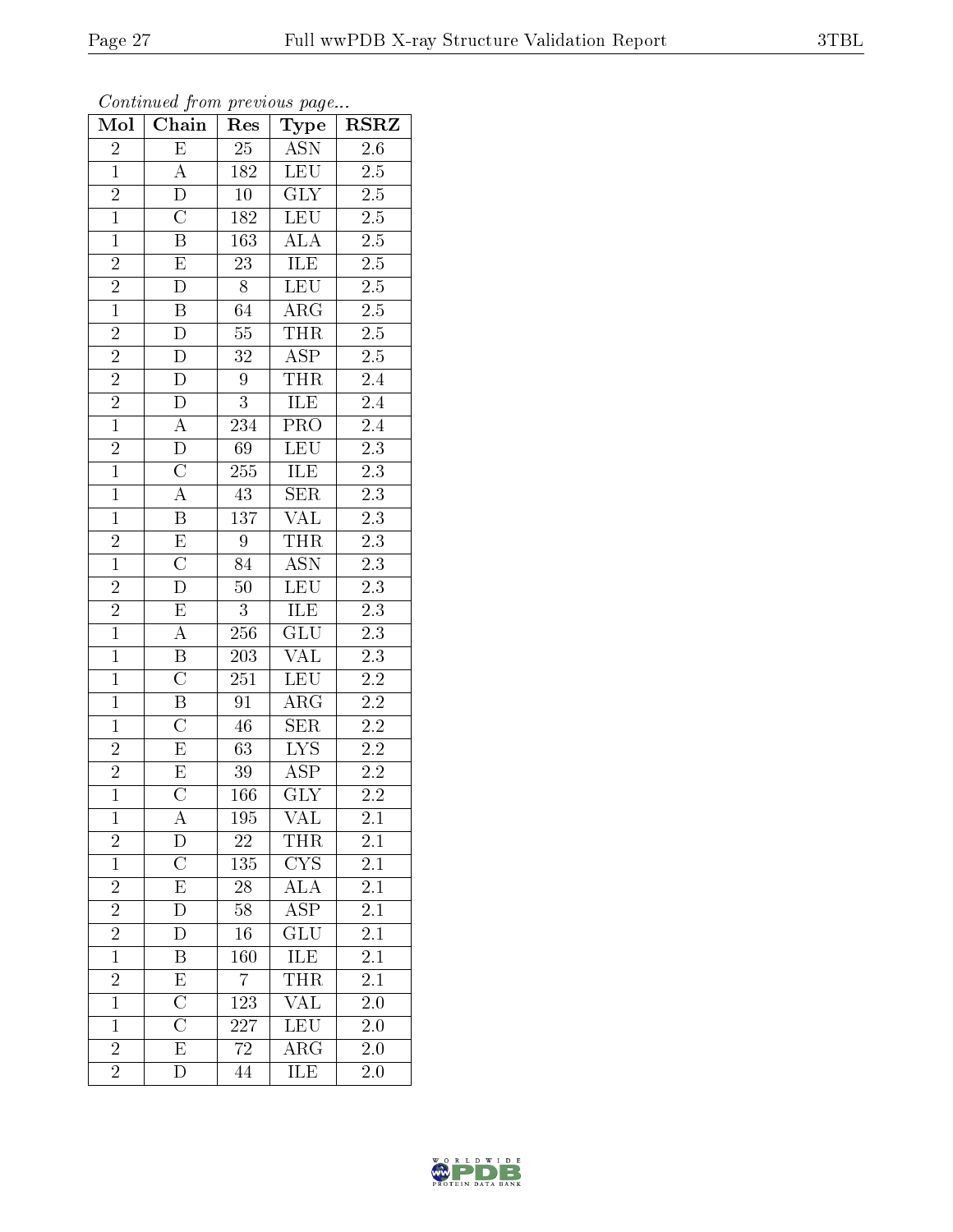*Continued from previous page...*

| Mol | Chain | Res | Type | RSRZ |
|---|---|---|---|---|
| 2 | E | 25 | ASN | 2.6 |
| 1 | A | 182 | LEU | 2.5 |
| 2 | D | 10 | GLY | 2.5 |
| 1 | C | 182 | LEU | 2.5 |
| 1 | B | 163 | ALA | 2.5 |
| 2 | E | 23 | ILE | 2.5 |
| 2 | D | 8 | LEU | 2.5 |
| 1 | B | 64 | ARG | 2.5 |
| 2 | D | 55 | THR | 2.5 |
| 2 | D | 32 | ASP | 2.5 |
| 2 | D | 9 | THR | 2.4 |
| 2 | D | 3 | ILE | 2.4 |
| 1 | A | 234 | PRO | 2.4 |
| 2 | D | 69 | LEU | 2.3 |
| 1 | C | 255 | ILE | 2.3 |
| 1 | A | 43 | SER | 2.3 |
| 1 | B | 137 | VAL | 2.3 |
| 2 | E | 9 | THR | 2.3 |
| 1 | C | 84 | ASN | 2.3 |
| 2 | D | 50 | LEU | 2.3 |
| 2 | E | 3 | ILE | 2.3 |
| 1 | A | 256 | GLU | 2.3 |
| 1 | B | 203 | VAL | 2.3 |
| 1 | C | 251 | LEU | 2.2 |
| 1 | B | 91 | ARG | 2.2 |
| 1 | C | 46 | SER | 2.2 |
| 2 | E | 63 | LYS | 2.2 |
| 2 | E | 39 | ASP | 2.2 |
| 1 | C | 166 | GLY | 2.2 |
| 1 | A | 195 | VAL | 2.1 |
| 2 | D | 22 | THR | 2.1 |
| 1 | C | 135 | CYS | 2.1 |
| 2 | E | 28 | ALA | 2.1 |
| 2 | D | 58 | ASP | 2.1 |
| 2 | D | 16 | GLU | 2.1 |
| 1 | B | 160 | ILE | 2.1 |
| 2 | E | 7 | THR | 2.1 |
| 1 | C | 123 | VAL | 2.0 |
| 1 | C | 227 | LEU | 2.0 |
| 2 | E | 72 | ARG | 2.0 |
| 2 | D | 44 | ILE | 2.0 |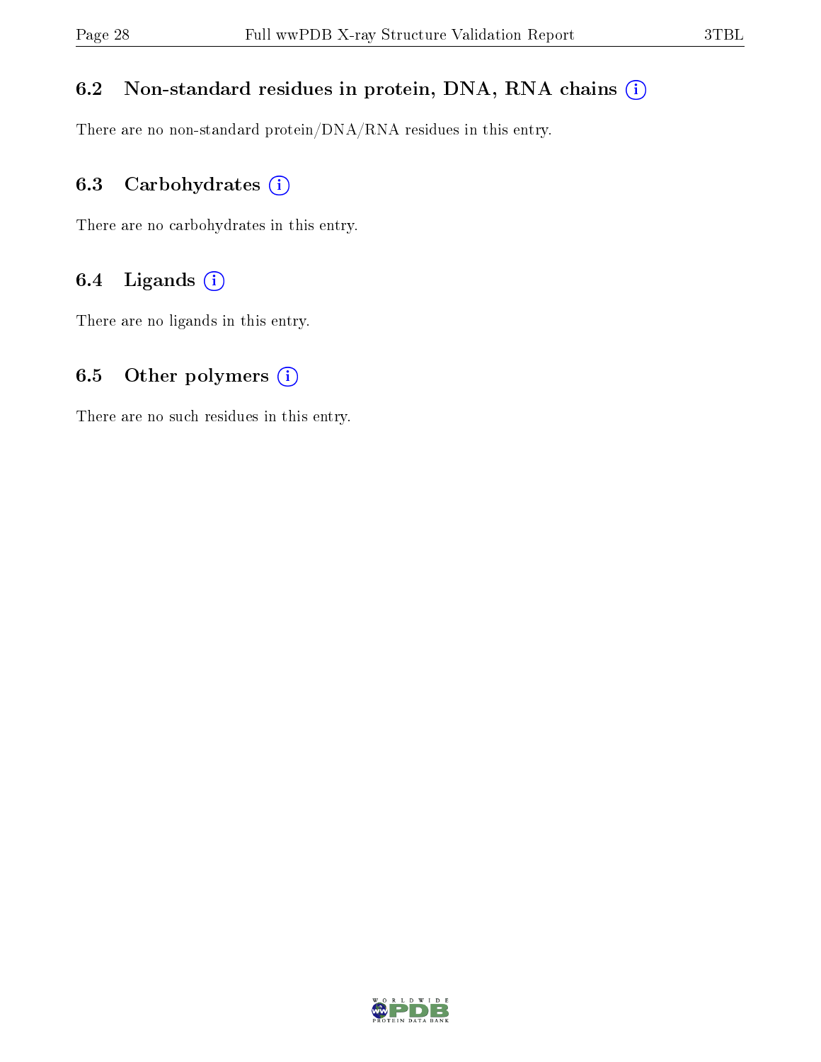### 6.2 Non-standard residues in protein, DNA, RNA chains

There are no non-standard protein/DNA/RNA residues in this entry.

### 6.3 Carbohydrates

There are no carbohydrates in this entry.

### 6.4 Ligands

There are no ligands in this entry.

### 6.5 Other polymers

There are no such residues in this entry.